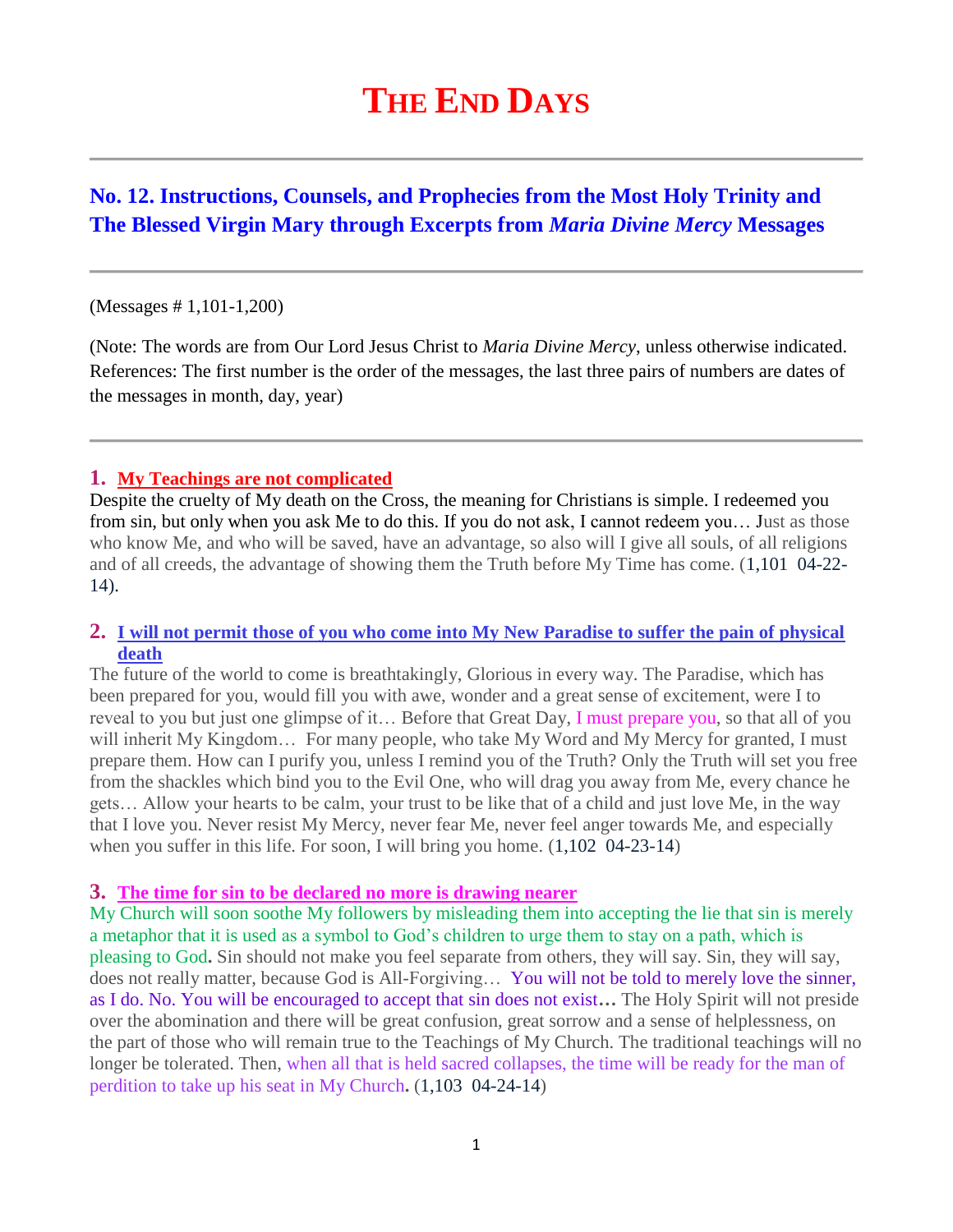# THE END DAYS

## No. 12. Instructions, Counsels, and Prophecies from the Most Holy Trinity and The Blessed Virgin Mary through Excerpts from *Maria Divine Mercy* Messages

(Messages # 1,101-1,200)

(Note: The words are from Our Lord Jesus Christ to *Maria Divine Mercy*, unless otherwise indicated. References: The first number is the order of the messages, the last three pairs of numbers are dates of the messages in month, day, year)

### 1. My Teachings are not complicated

Despite the cruelty of My death on the Cross, the meaning for Christians is simple. I redeemed you from sin, but only when you ask Me to do this. If you do not ask, I cannot redeem you… Just as those who know Me, and who will be saved, have an advantage, so also will I give all souls, of all religions and of all creeds, the advantage of showing them the Truth before My Time has come. (1,101 04-22-14).

### 2. I will not permit those of you who come into My New Paradise to suffer the pain of physical death

The future of the world to come is breathtakingly, Glorious in every way. The Paradise, which has been prepared for you, would fill you with awe, wonder and a great sense of excitement, were I to reveal to you but just one glimpse of it… Before that Great Day, I must prepare you, so that all of you will inherit My Kingdom… For many people, who take My Word and My Mercy for granted, I must prepare them. How can I purify you, unless I remind you of the Truth? Only the Truth will set you free from the shackles which bind you to the Evil One, who will drag you away from Me, every chance he gets… Allow your hearts to be calm, your trust to be like that of a child and just love Me, in the way that I love you. Never resist My Mercy, never fear Me, never feel anger towards Me, and especially when you suffer in this life. For soon, I will bring you home. (1,102 04-23-14)

### 3. The time for sin to be declared no more is drawing nearer

My Church will soon soothe My followers by misleading them into accepting the lie that sin is merely a metaphor that it is used as a symbol to God's children to urge them to stay on a path, which is pleasing to God**.** Sin should not make you feel separate from others, they will say. Sin, they will say, does not really matter, because God is All-Forgiving… You will not be told to merely love the sinner, as I do. No. You will be encouraged to accept that sin does not exist**…** The Holy Spirit will not preside over the abomination and there will be great confusion, great sorrow and a sense of helplessness, on the part of those who will remain true to the Teachings of My Church. The traditional teachings will no longer be tolerated. Then, when all that is held sacred collapses, the time will be ready for the man of perdition to take up his seat in My Church**.** (1,103 04-24-14)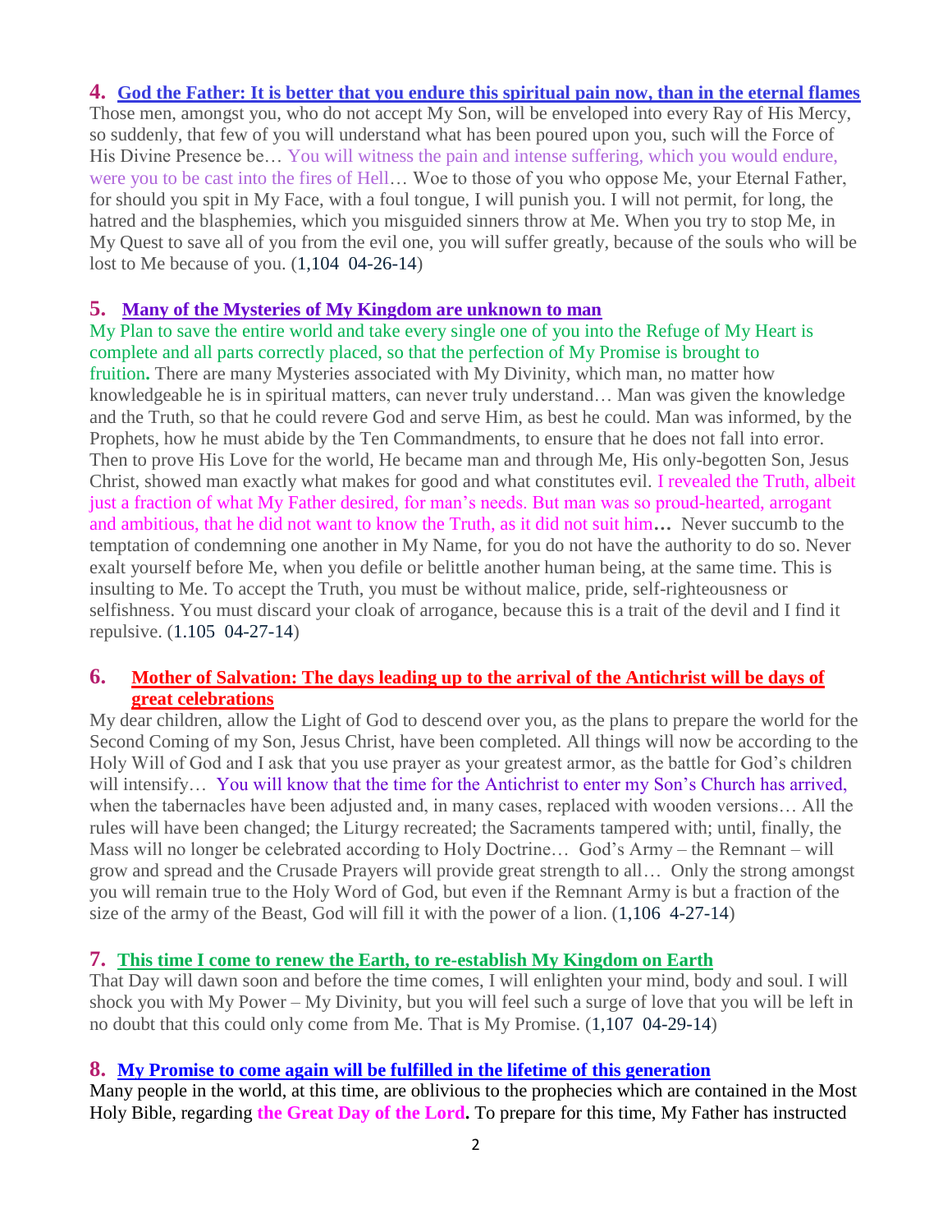**4.** **God the Father: It is better that you endure this spiritual pain now, than in the eternal flames**
Those men, amongst you, who do not accept My Son, will be enveloped into every Ray of His Mercy, so suddenly, that few of you will understand what has been poured upon you, such will the Force of His Divine Presence be… You will witness the pain and intense suffering, which you would endure, were you to be cast into the fires of Hell… Woe to those of you who oppose Me, your Eternal Father, for should you spit in My Face, with a foul tongue, I will punish you. I will not permit, for long, the hatred and the blasphemies, which you misguided sinners throw at Me. When you try to stop Me, in My Quest to save all of you from the evil one, you will suffer greatly, because of the souls who will be lost to Me because of you. (1,104 04-26-14)

**5.** **Many of the Mysteries of My Kingdom are unknown to man**
My Plan to save the entire world and take every single one of you into the Refuge of My Heart is complete and all parts correctly placed, so that the perfection of My Promise is brought to fruition**.** There are many Mysteries associated with My Divinity, which man, no matter how knowledgeable he is in spiritual matters, can never truly understand… Man was given the knowledge and the Truth, so that he could revere God and serve Him, as best he could. Man was informed, by the Prophets, how he must abide by the Ten Commandments, to ensure that he does not fall into error. Then to prove His Love for the world, He became man and through Me, His only-begotten Son, Jesus Christ, showed man exactly what makes for good and what constitutes evil. I revealed the Truth, albeit just a fraction of what My Father desired, for man's needs. But man was so proud-hearted, arrogant and ambitious, that he did not want to know the Truth, as it did not suit him**…** Never succumb to the temptation of condemning one another in My Name, for you do not have the authority to do so. Never exalt yourself before Me, when you defile or belittle another human being, at the same time. This is insulting to Me. To accept the Truth, you must be without malice, pride, self-righteousness or selfishness. You must discard your cloak of arrogance, because this is a trait of the devil and I find it repulsive. (1.105 04-27-14)

**6.** **Mother of Salvation: The days leading up to the arrival of the Antichrist will be days of great celebrations**
My dear children, allow the Light of God to descend over you, as the plans to prepare the world for the Second Coming of my Son, Jesus Christ, have been completed. All things will now be according to the Holy Will of God and I ask that you use prayer as your greatest armor, as the battle for God's children will intensify… You will know that the time for the Antichrist to enter my Son's Church has arrived, when the tabernacles have been adjusted and, in many cases, replaced with wooden versions… All the rules will have been changed; the Liturgy recreated; the Sacraments tampered with; until, finally, the Mass will no longer be celebrated according to Holy Doctrine… God's Army – the Remnant – will grow and spread and the Crusade Prayers will provide great strength to all… Only the strong amongst you will remain true to the Holy Word of God, but even if the Remnant Army is but a fraction of the size of the army of the Beast, God will fill it with the power of a lion. (1,106 4-27-14)

**7.** **This time I come to renew the Earth, to re-establish My Kingdom on Earth**
That Day will dawn soon and before the time comes, I will enlighten your mind, body and soul. I will shock you with My Power – My Divinity, but you will feel such a surge of love that you will be left in no doubt that this could only come from Me. That is My Promise. (1,107 04-29-14)

**8.** **My Promise to come again will be fulfilled in the lifetime of this generation**
Many people in the world, at this time, are oblivious to the prophecies which are contained in the Most Holy Bible, regarding **the Great Day of the Lord.** To prepare for this time, My Father has instructed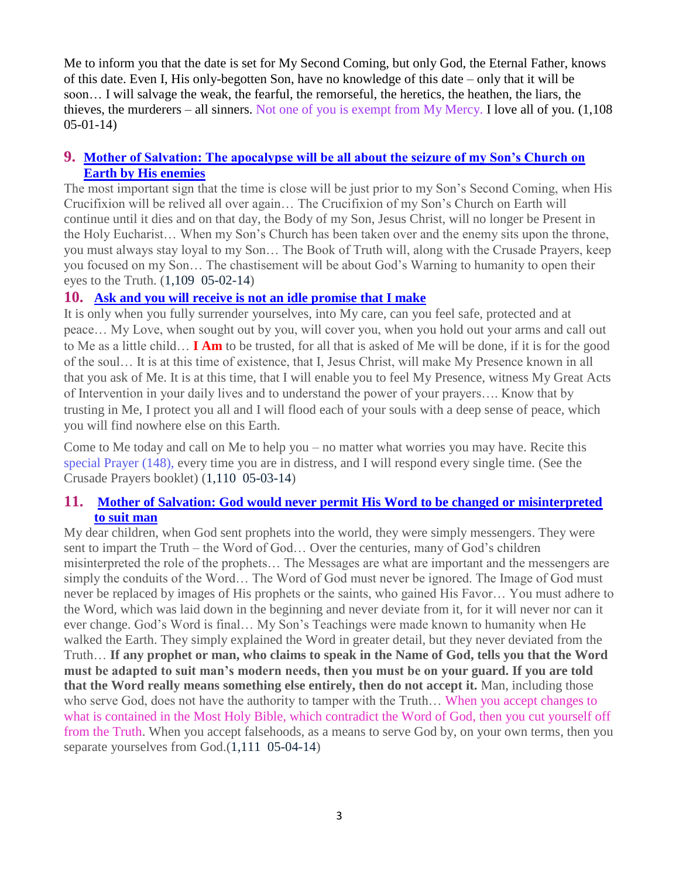Me to inform you that the date is set for My Second Coming, but only God, the Eternal Father, knows of this date. Even I, His only-begotten Son, have no knowledge of this date – only that it will be soon… I will salvage the weak, the fearful, the remorseful, the heretics, the heathen, the liars, the thieves, the murderers – all sinners. Not one of you is exempt from My Mercy. I love all of you. (1,108 05-01-14)

## 9. Mother of Salvation: The apocalypse will be all about the seizure of my Son's Church on Earth by His enemies

The most important sign that the time is close will be just prior to my Son's Second Coming, when His Crucifixion will be relived all over again… The Crucifixion of my Son's Church on Earth will continue until it dies and on that day, the Body of my Son, Jesus Christ, will no longer be Present in the Holy Eucharist… When my Son's Church has been taken over and the enemy sits upon the throne, you must always stay loyal to my Son… The Book of Truth will, along with the Crusade Prayers, keep you focused on my Son… The chastisement will be about God's Warning to humanity to open their eyes to the Truth. (1,109 05-02-14)

## 10. Ask and you will receive is not an idle promise that I make

It is only when you fully surrender yourselves, into My care, can you feel safe, protected and at peace… My Love, when sought out by you, will cover you, when you hold out your arms and call out to Me as a little child… **I Am** to be trusted, for all that is asked of Me will be done, if it is for the good of the soul… It is at this time of existence, that I, Jesus Christ, will make My Presence known in all that you ask of Me. It is at this time, that I will enable you to feel My Presence, witness My Great Acts of Intervention in your daily lives and to understand the power of your prayers…. Know that by trusting in Me, I protect you all and I will flood each of your souls with a deep sense of peace, which you will find nowhere else on this Earth.

Come to Me today and call on Me to help you – no matter what worries you may have. Recite this special Prayer (148), every time you are in distress, and I will respond every single time. (See the Crusade Prayers booklet) (1,110 05-03-14)

## 11. Mother of Salvation: God would never permit His Word to be changed or misinterpreted to suit man

My dear children, when God sent prophets into the world, they were simply messengers. They were sent to impart the Truth – the Word of God… Over the centuries, many of God's children misinterpreted the role of the prophets… The Messages are what are important and the messengers are simply the conduits of the Word… The Word of God must never be ignored. The Image of God must never be replaced by images of His prophets or the saints, who gained His Favor… You must adhere to the Word, which was laid down in the beginning and never deviate from it, for it will never nor can it ever change. God's Word is final… My Son's Teachings were made known to humanity when He walked the Earth. They simply explained the Word in greater detail, but they never deviated from the Truth… **If any prophet or man, who claims to speak in the Name of God, tells you that the Word must be adapted to suit man's modern needs, then you must be on your guard. If you are told that the Word really means something else entirely, then do not accept it.** Man, including those who serve God, does not have the authority to tamper with the Truth… When you accept changes to what is contained in the Most Holy Bible, which contradict the Word of God, then you cut yourself off from the Truth. When you accept falsehoods, as a means to serve God by, on your own terms, then you separate yourselves from God.(1,111 05-04-14)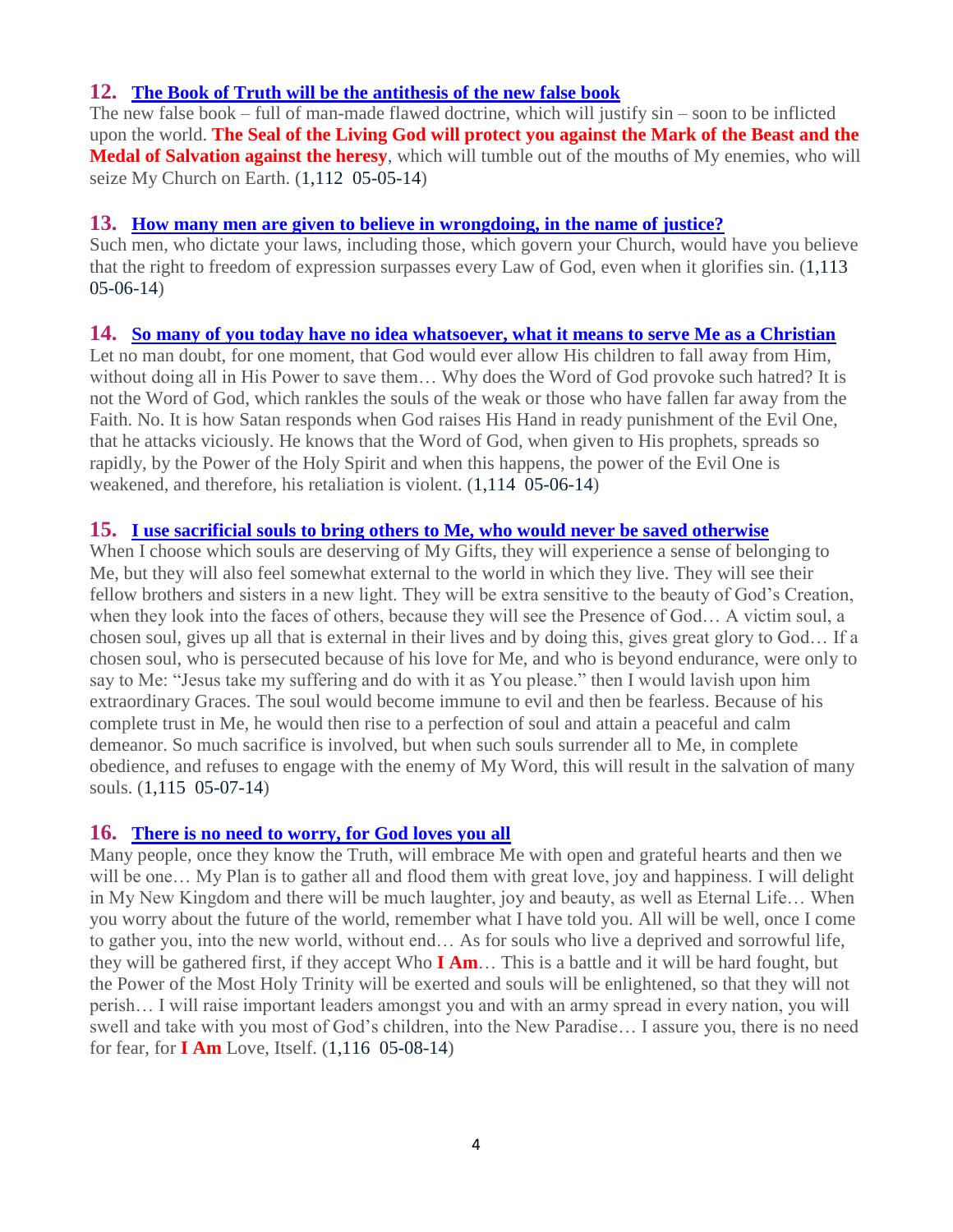**12. The Book of Truth will be the antithesis of the new false book**

The new false book – full of man-made flawed doctrine, which will justify sin – soon to be inflicted upon the world. **The Seal of the Living God will protect you against the Mark of the Beast and the Medal of Salvation against the heresy**, which will tumble out of the mouths of My enemies, who will seize My Church on Earth. (1,112 05-05-14)

**13. How many men are given to believe in wrongdoing, in the name of justice?**

Such men, who dictate your laws, including those, which govern your Church, would have you believe that the right to freedom of expression surpasses every Law of God, even when it glorifies sin. (1,113 05-06-14)

**14. So many of you today have no idea whatsoever, what it means to serve Me as a Christian**

Let no man doubt, for one moment, that God would ever allow His children to fall away from Him, without doing all in His Power to save them… Why does the Word of God provoke such hatred? It is not the Word of God, which rankles the souls of the weak or those who have fallen far away from the Faith. No. It is how Satan responds when God raises His Hand in ready punishment of the Evil One, that he attacks viciously. He knows that the Word of God, when given to His prophets, spreads so rapidly, by the Power of the Holy Spirit and when this happens, the power of the Evil One is weakened, and therefore, his retaliation is violent. (1,114 05-06-14)

**15. I use sacrificial souls to bring others to Me, who would never be saved otherwise**

When I choose which souls are deserving of My Gifts, they will experience a sense of belonging to Me, but they will also feel somewhat external to the world in which they live. They will see their fellow brothers and sisters in a new light. They will be extra sensitive to the beauty of God's Creation, when they look into the faces of others, because they will see the Presence of God… A victim soul, a chosen soul, gives up all that is external in their lives and by doing this, gives great glory to God… If a chosen soul, who is persecuted because of his love for Me, and who is beyond endurance, were only to say to Me: "Jesus take my suffering and do with it as You please." then I would lavish upon him extraordinary Graces. The soul would become immune to evil and then be fearless. Because of his complete trust in Me, he would then rise to a perfection of soul and attain a peaceful and calm demeanor. So much sacrifice is involved, but when such souls surrender all to Me, in complete obedience, and refuses to engage with the enemy of My Word, this will result in the salvation of many souls. (1,115 05-07-14)

**16. There is no need to worry, for God loves you all**

Many people, once they know the Truth, will embrace Me with open and grateful hearts and then we will be one… My Plan is to gather all and flood them with great love, joy and happiness. I will delight in My New Kingdom and there will be much laughter, joy and beauty, as well as Eternal Life… When you worry about the future of the world, remember what I have told you. All will be well, once I come to gather you, into the new world, without end… As for souls who live a deprived and sorrowful life, they will be gathered first, if they accept Who **I Am**… This is a battle and it will be hard fought, but the Power of the Most Holy Trinity will be exerted and souls will be enlightened, so that they will not perish… I will raise important leaders amongst you and with an army spread in every nation, you will swell and take with you most of God's children, into the New Paradise… I assure you, there is no need for fear, for **I Am** Love, Itself. (1,116 05-08-14)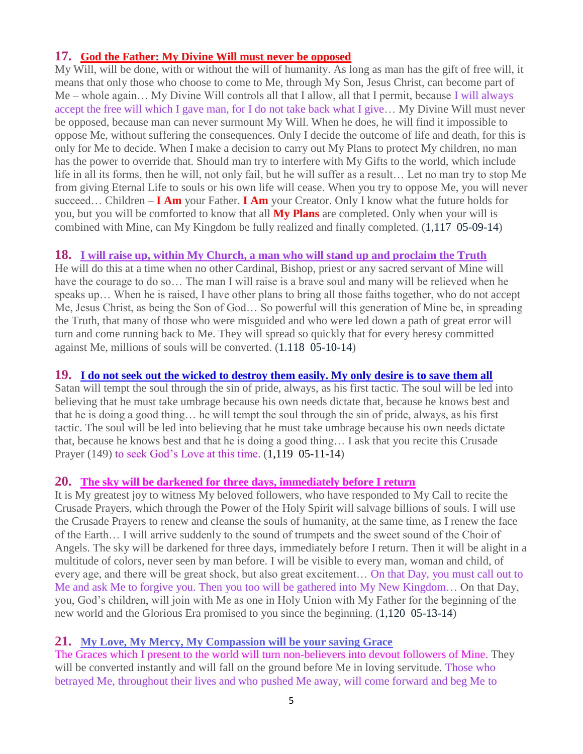## 17. God the Father: My Divine Will must never be opposed

My Will, will be done, with or without the will of humanity. As long as man has the gift of free will, it means that only those who choose to come to Me, through My Son, Jesus Christ, can become part of Me – whole again… My Divine Will controls all that I allow, all that I permit, because I will always accept the free will which I gave man, for I do not take back what I give… My Divine Will must never be opposed, because man can never surmount My Will. When he does, he will find it impossible to oppose Me, without suffering the consequences. Only I decide the outcome of life and death, for this is only for Me to decide. When I make a decision to carry out My Plans to protect My children, no man has the power to override that. Should man try to interfere with My Gifts to the world, which include life in all its forms, then he will, not only fail, but he will suffer as a result… Let no man try to stop Me from giving Eternal Life to souls or his own life will cease. When you try to oppose Me, you will never succeed… Children – **I Am** your Father. **I Am** your Creator. Only I know what the future holds for you, but you will be comforted to know that all **My Plans** are completed. Only when your will is combined with Mine, can My Kingdom be fully realized and finally completed. (1,117 05-09-14)

## 18. I will raise up, within My Church, a man who will stand up and proclaim the Truth

He will do this at a time when no other Cardinal, Bishop, priest or any sacred servant of Mine will have the courage to do so… The man I will raise is a brave soul and many will be relieved when he speaks up… When he is raised, I have other plans to bring all those faiths together, who do not accept Me, Jesus Christ, as being the Son of God… So powerful will this generation of Mine be, in spreading the Truth, that many of those who were misguided and who were led down a path of great error will turn and come running back to Me. They will spread so quickly that for every heresy committed against Me, millions of souls will be converted. (1.118 05-10-14)

## 19. I do not seek out the wicked to destroy them easily. My only desire is to save them all

Satan will tempt the soul through the sin of pride, always, as his first tactic. The soul will be led into believing that he must take umbrage because his own needs dictate that, because he knows best and that he is doing a good thing… he will tempt the soul through the sin of pride, always, as his first tactic. The soul will be led into believing that he must take umbrage because his own needs dictate that, because he knows best and that he is doing a good thing… I ask that you recite this Crusade Prayer (149) to seek God's Love at this time. (1,119 05-11-14)

## 20. The sky will be darkened for three days, immediately before I return

It is My greatest joy to witness My beloved followers, who have responded to My Call to recite the Crusade Prayers, which through the Power of the Holy Spirit will salvage billions of souls. I will use the Crusade Prayers to renew and cleanse the souls of humanity, at the same time, as I renew the face of the Earth… I will arrive suddenly to the sound of trumpets and the sweet sound of the Choir of Angels. The sky will be darkened for three days, immediately before I return. Then it will be alight in a multitude of colors, never seen by man before. I will be visible to every man, woman and child, of every age, and there will be great shock, but also great excitement… On that Day, you must call out to Me and ask Me to forgive you. Then you too will be gathered into My New Kingdom… On that Day, you, God's children, will join with Me as one in Holy Union with My Father for the beginning of the new world and the Glorious Era promised to you since the beginning. (1,120 05-13-14)

## 21. My Love, My Mercy, My Compassion will be your saving Grace

The Graces which I present to the world will turn non-believers into devout followers of Mine. They will be converted instantly and will fall on the ground before Me in loving servitude. Those who betrayed Me, throughout their lives and who pushed Me away, will come forward and beg Me to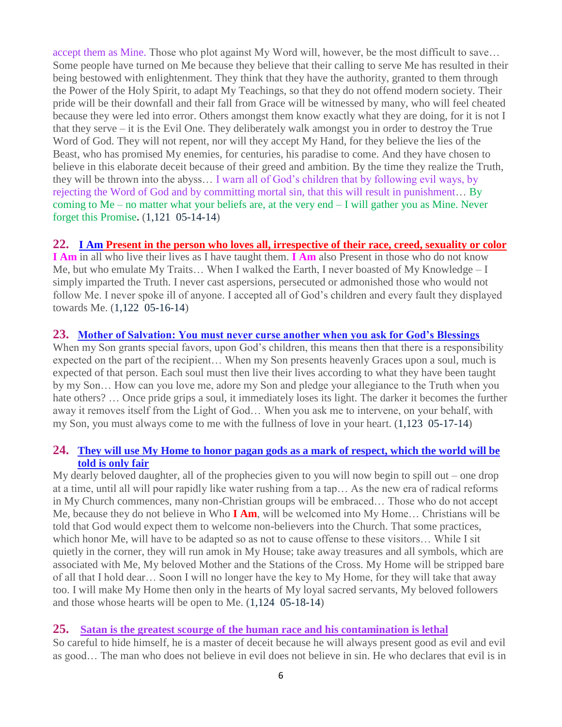accept them as Mine. Those who plot against My Word will, however, be the most difficult to save… Some people have turned on Me because they believe that their calling to serve Me has resulted in their being bestowed with enlightenment. They think that they have the authority, granted to them through the Power of the Holy Spirit, to adapt My Teachings, so that they do not offend modern society. Their pride will be their downfall and their fall from Grace will be witnessed by many, who will feel cheated because they were led into error. Others amongst them know exactly what they are doing, for it is not I that they serve – it is the Evil One. They deliberately walk amongst you in order to destroy the True Word of God. They will not repent, nor will they accept My Hand, for they believe the lies of the Beast, who has promised My enemies, for centuries, his paradise to come. And they have chosen to believe in this elaborate deceit because of their greed and ambition. By the time they realize the Truth, they will be thrown into the abyss… I warn all of God's children that by following evil ways, by rejecting the Word of God and by committing mortal sin, that this will result in punishment… By coming to Me – no matter what your beliefs are, at the very end – I will gather you as Mine. Never forget this Promise**.** (1,121 05-14-14)

### 22. I Am Present in the person who loves all, irrespective of their race, creed, sexuality or color

**I Am** in all who live their lives as I have taught them. **I Am** also Present in those who do not know Me, but who emulate My Traits… When I walked the Earth, I never boasted of My Knowledge – I simply imparted the Truth. I never cast aspersions, persecuted or admonished those who would not follow Me. I never spoke ill of anyone. I accepted all of God's children and every fault they displayed towards Me. (1,122 05-16-14)

### 23. Mother of Salvation: You must never curse another when you ask for God's Blessings

When my Son grants special favors, upon God's children, this means then that there is a responsibility expected on the part of the recipient… When my Son presents heavenly Graces upon a soul, much is expected of that person. Each soul must then live their lives according to what they have been taught by my Son… How can you love me, adore my Son and pledge your allegiance to the Truth when you hate others? … Once pride grips a soul, it immediately loses its light. The darker it becomes the further away it removes itself from the Light of God… When you ask me to intervene, on your behalf, with my Son, you must always come to me with the fullness of love in your heart. (1,123 05-17-14)

### 24. They will use My Home to honor pagan gods as a mark of respect, which the world will be told is only fair

My dearly beloved daughter, all of the prophecies given to you will now begin to spill out – one drop at a time, until all will pour rapidly like water rushing from a tap… As the new era of radical reforms in My Church commences, many non-Christian groups will be embraced… Those who do not accept Me, because they do not believe in Who **I Am**, will be welcomed into My Home… Christians will be told that God would expect them to welcome non-believers into the Church. That some practices, which honor Me, will have to be adapted so as not to cause offense to these visitors… While I sit quietly in the corner, they will run amok in My House; take away treasures and all symbols, which are associated with Me, My beloved Mother and the Stations of the Cross. My Home will be stripped bare of all that I hold dear… Soon I will no longer have the key to My Home, for they will take that away too. I will make My Home then only in the hearts of My loyal sacred servants, My beloved followers and those whose hearts will be open to Me. (1,124 05-18-14)

### 25. Satan is the greatest scourge of the human race and his contamination is lethal

So careful to hide himself, he is a master of deceit because he will always present good as evil and evil as good… The man who does not believe in evil does not believe in sin. He who declares that evil is in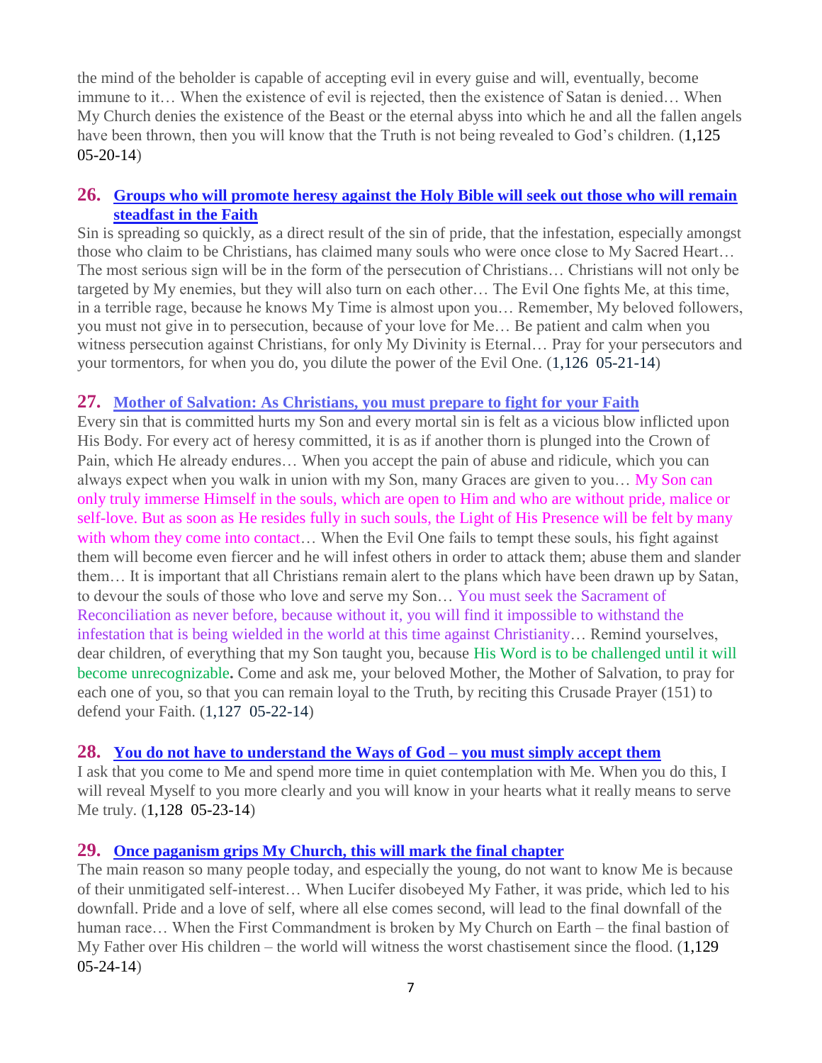the mind of the beholder is capable of accepting evil in every guise and will, eventually, become immune to it… When the existence of evil is rejected, then the existence of Satan is denied… When My Church denies the existence of the Beast or the eternal abyss into which he and all the fallen angels have been thrown, then you will know that the Truth is not being revealed to God's children. (1,125 05-20-14)

## 26. Groups who will promote heresy against the Holy Bible will seek out those who will remain steadfast in the Faith

Sin is spreading so quickly, as a direct result of the sin of pride, that the infestation, especially amongst those who claim to be Christians, has claimed many souls who were once close to My Sacred Heart… The most serious sign will be in the form of the persecution of Christians… Christians will not only be targeted by My enemies, but they will also turn on each other… The Evil One fights Me, at this time, in a terrible rage, because he knows My Time is almost upon you… Remember, My beloved followers, you must not give in to persecution, because of your love for Me… Be patient and calm when you witness persecution against Christians, for only My Divinity is Eternal… Pray for your persecutors and your tormentors, for when you do, you dilute the power of the Evil One. (1,126 05-21-14)

## 27. Mother of Salvation: As Christians, you must prepare to fight for your Faith

Every sin that is committed hurts my Son and every mortal sin is felt as a vicious blow inflicted upon His Body. For every act of heresy committed, it is as if another thorn is plunged into the Crown of Pain, which He already endures… When you accept the pain of abuse and ridicule, which you can always expect when you walk in union with my Son, many Graces are given to you… My Son can only truly immerse Himself in the souls, which are open to Him and who are without pride, malice or self-love. But as soon as He resides fully in such souls, the Light of His Presence will be felt by many with whom they come into contact… When the Evil One fails to tempt these souls, his fight against them will become even fiercer and he will infest others in order to attack them; abuse them and slander them… It is important that all Christians remain alert to the plans which have been drawn up by Satan, to devour the souls of those who love and serve my Son… You must seek the Sacrament of Reconciliation as never before, because without it, you will find it impossible to withstand the infestation that is being wielded in the world at this time against Christianity… Remind yourselves, dear children, of everything that my Son taught you, because His Word is to be challenged until it will become unrecognizable**.** Come and ask me, your beloved Mother, the Mother of Salvation, to pray for each one of you, so that you can remain loyal to the Truth, by reciting this Crusade Prayer (151) to defend your Faith. (1,127 05-22-14)

## 28. You do not have to understand the Ways of God – you must simply accept them

I ask that you come to Me and spend more time in quiet contemplation with Me. When you do this, I will reveal Myself to you more clearly and you will know in your hearts what it really means to serve Me truly. (1,128 05-23-14)

## 29. Once paganism grips My Church, this will mark the final chapter

The main reason so many people today, and especially the young, do not want to know Me is because of their unmitigated self-interest… When Lucifer disobeyed My Father, it was pride, which led to his downfall. Pride and a love of self, where all else comes second, will lead to the final downfall of the human race… When the First Commandment is broken by My Church on Earth – the final bastion of My Father over His children – the world will witness the worst chastisement since the flood. (1,129 05-24-14)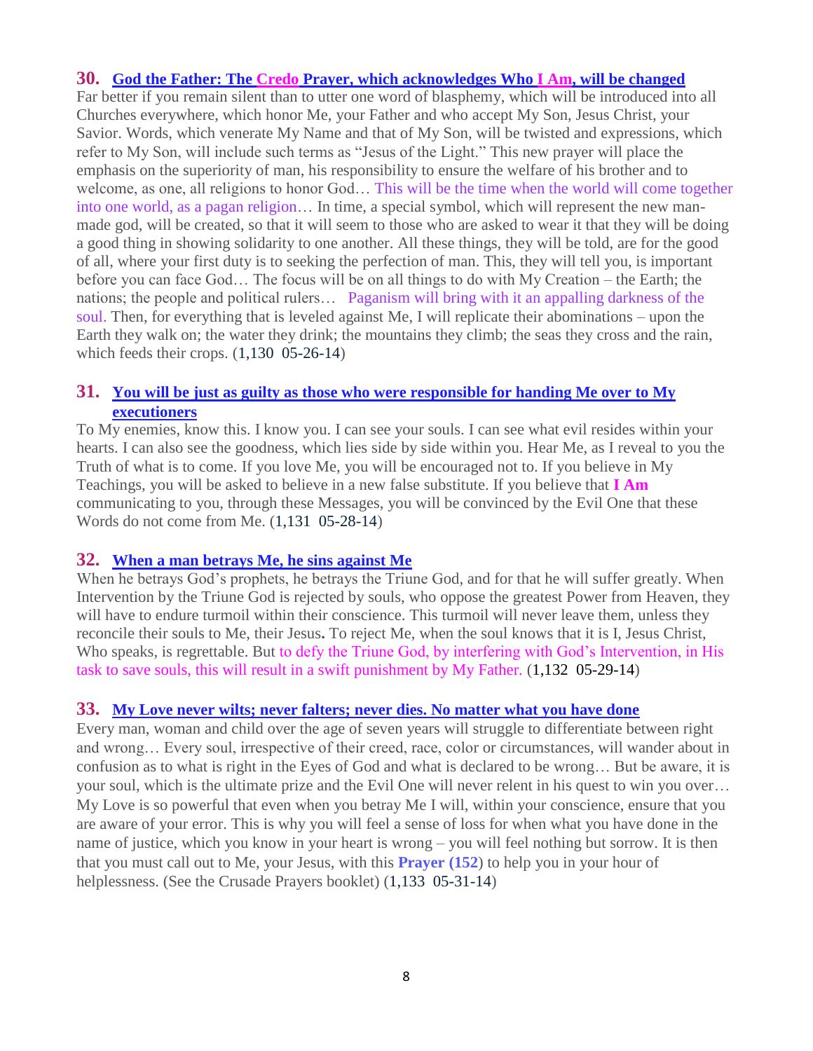## 30. God the Father: The Credo Prayer, which acknowledges Who I Am, will be changed

Far better if you remain silent than to utter one word of blasphemy, which will be introduced into all Churches everywhere, which honor Me, your Father and who accept My Son, Jesus Christ, your Savior. Words, which venerate My Name and that of My Son, will be twisted and expressions, which refer to My Son, will include such terms as "Jesus of the Light." This new prayer will place the emphasis on the superiority of man, his responsibility to ensure the welfare of his brother and to welcome, as one, all religions to honor God… This will be the time when the world will come together into one world, as a pagan religion… In time, a special symbol, which will represent the new man-made god, will be created, so that it will seem to those who are asked to wear it that they will be doing a good thing in showing solidarity to one another. All these things, they will be told, are for the good of all, where your first duty is to seeking the perfection of man. This, they will tell you, is important before you can face God… The focus will be on all things to do with My Creation – the Earth; the nations; the people and political rulers… Paganism will bring with it an appalling darkness of the soul. Then, for everything that is leveled against Me, I will replicate their abominations – upon the Earth they walk on; the water they drink; the mountains they climb; the seas they cross and the rain, which feeds their crops. (1,130 05-26-14)

## 31. You will be just as guilty as those who were responsible for handing Me over to My executioners

To My enemies, know this. I know you. I can see your souls. I can see what evil resides within your hearts. I can also see the goodness, which lies side by side within you. Hear Me, as I reveal to you the Truth of what is to come. If you love Me, you will be encouraged not to. If you believe in My Teachings, you will be asked to believe in a new false substitute. If you believe that **I Am** communicating to you, through these Messages, you will be convinced by the Evil One that these Words do not come from Me. (1,131 05-28-14)

## 32. When a man betrays Me, he sins against Me

When he betrays God's prophets, he betrays the Triune God, and for that he will suffer greatly. When Intervention by the Triune God is rejected by souls, who oppose the greatest Power from Heaven, they will have to endure turmoil within their conscience. This turmoil will never leave them, unless they reconcile their souls to Me, their Jesus**.** To reject Me, when the soul knows that it is I, Jesus Christ, Who speaks, is regrettable. But to defy the Triune God, by interfering with God's Intervention, in His task to save souls, this will result in a swift punishment by My Father. (1,132 05-29-14)

## 33. My Love never wilts; never falters; never dies. No matter what you have done

Every man, woman and child over the age of seven years will struggle to differentiate between right and wrong… Every soul, irrespective of their creed, race, color or circumstances, will wander about in confusion as to what is right in the Eyes of God and what is declared to be wrong… But be aware, it is your soul, which is the ultimate prize and the Evil One will never relent in his quest to win you over… My Love is so powerful that even when you betray Me I will, within your conscience, ensure that you are aware of your error. This is why you will feel a sense of loss for when what you have done in the name of justice, which you know in your heart is wrong – you will feel nothing but sorrow. It is then that you must call out to Me, your Jesus, with this **Prayer (152)** to help you in your hour of helplessness. (See the Crusade Prayers booklet) (1,133 05-31-14)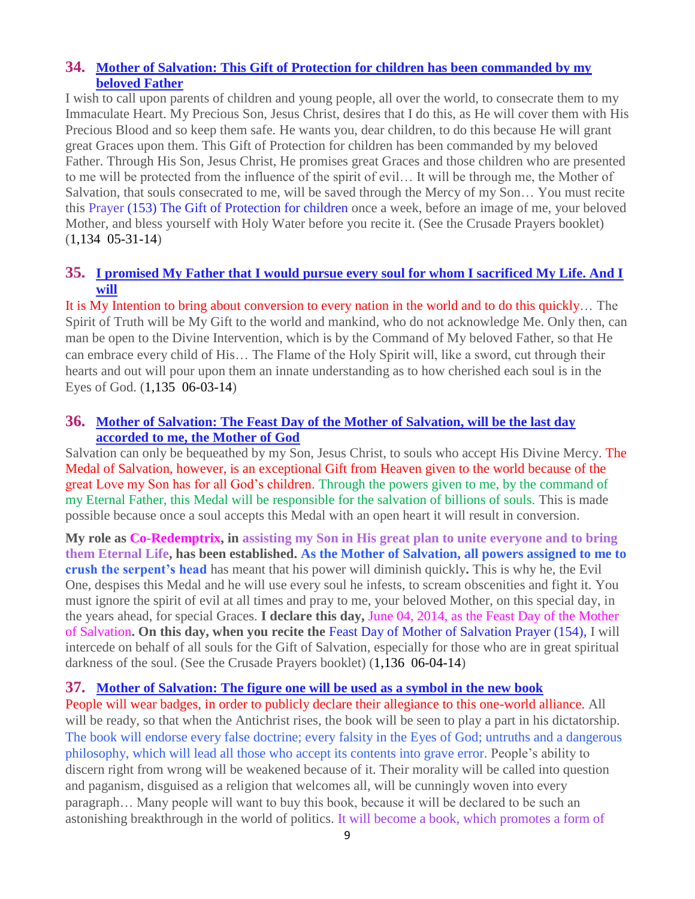### 34. [Mother of Salvation: This Gift of Protection for children has been commanded by my beloved Father]

I wish to call upon parents of children and young people, all over the world, to consecrate them to my Immaculate Heart. My Precious Son, Jesus Christ, desires that I do this, as He will cover them with His Precious Blood and so keep them safe. He wants you, dear children, to do this because He will grant great Graces upon them. This Gift of Protection for children has been commanded by my beloved Father. Through His Son, Jesus Christ, He promises great Graces and those children who are presented to me will be protected from the influence of the spirit of evil… It will be through me, the Mother of Salvation, that souls consecrated to me, will be saved through the Mercy of my Son… You must recite this Prayer (153) The Gift of Protection for children once a week, before an image of me, your beloved Mother, and bless yourself with Holy Water before you recite it. (See the Crusade Prayers booklet) (1,134 05-31-14)

### 35. [I promised My Father that I would pursue every soul for whom I sacrificed My Life. And I will]

It is My Intention to bring about conversion to every nation in the world and to do this quickly… The Spirit of Truth will be My Gift to the world and mankind, who do not acknowledge Me. Only then, can man be open to the Divine Intervention, which is by the Command of My beloved Father, so that He can embrace every child of His… The Flame of the Holy Spirit will, like a sword, cut through their hearts and out will pour upon them an innate understanding as to how cherished each soul is in the Eyes of God. (1,135 06-03-14)

### 36. [Mother of Salvation: The Feast Day of the Mother of Salvation, will be the last day accorded to me, the Mother of God]

Salvation can only be bequeathed by my Son, Jesus Christ, to souls who accept His Divine Mercy. The Medal of Salvation, however, is an exceptional Gift from Heaven given to the world because of the great Love my Son has for all God's children. Through the powers given to me, by the command of my Eternal Father, this Medal will be responsible for the salvation of billions of souls. This is made possible because once a soul accepts this Medal with an open heart it will result in conversion.

**My role as Co-Redemptrix, in assisting my Son in His great plan to unite everyone and to bring them Eternal Life, has been established. As the Mother of Salvation, all powers assigned to me to crush the serpent's head** has meant that his power will diminish quickly**.** This is why he, the Evil One, despises this Medal and he will use every soul he infests, to scream obscenities and fight it. You must ignore the spirit of evil at all times and pray to me, your beloved Mother, on this special day, in the years ahead, for special Graces. **I declare this day,** June 04, 2014, as the Feast Day of the Mother of Salvation**. On this day, when you recite the** Feast Day of Mother of Salvation Prayer (154), I will intercede on behalf of all souls for the Gift of Salvation, especially for those who are in great spiritual darkness of the soul. (See the Crusade Prayers booklet) (1,136 06-04-14)

### 37. [Mother of Salvation: The figure one will be used as a symbol in the new book]

People will wear badges, in order to publicly declare their allegiance to this one-world alliance. All will be ready, so that when the Antichrist rises, the book will be seen to play a part in his dictatorship. The book will endorse every false doctrine; every falsity in the Eyes of God; untruths and a dangerous philosophy, which will lead all those who accept its contents into grave error. People's ability to discern right from wrong will be weakened because of it. Their morality will be called into question and paganism, disguised as a religion that welcomes all, will be cunningly woven into every paragraph… Many people will want to buy this book, because it will be declared to be such an astonishing breakthrough in the world of politics. It will become a book, which promotes a form of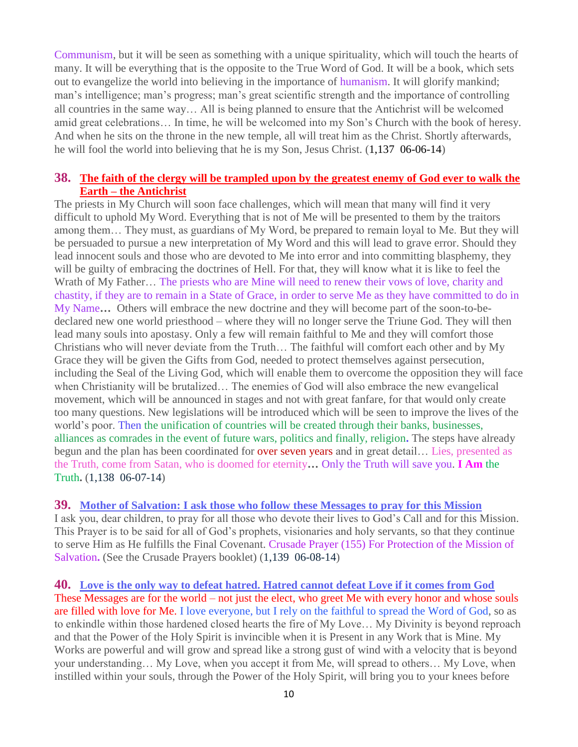Communism, but it will be seen as something with a unique spirituality, which will touch the hearts of many. It will be everything that is the opposite to the True Word of God. It will be a book, which sets out to evangelize the world into believing in the importance of humanism. It will glorify mankind; man's intelligence; man's progress; man's great scientific strength and the importance of controlling all countries in the same way… All is being planned to ensure that the Antichrist will be welcomed amid great celebrations… In time, he will be welcomed into my Son's Church with the book of heresy. And when he sits on the throne in the new temple, all will treat him as the Christ. Shortly afterwards, he will fool the world into believing that he is my Son, Jesus Christ. (1,137 06-06-14)

## 38. The faith of the clergy will be trampled upon by the greatest enemy of God ever to walk the Earth – the Antichrist

The priests in My Church will soon face challenges, which will mean that many will find it very difficult to uphold My Word. Everything that is not of Me will be presented to them by the traitors among them… They must, as guardians of My Word, be prepared to remain loyal to Me. But they will be persuaded to pursue a new interpretation of My Word and this will lead to grave error. Should they lead innocent souls and those who are devoted to Me into error and into committing blasphemy, they will be guilty of embracing the doctrines of Hell. For that, they will know what it is like to feel the Wrath of My Father… The priests who are Mine will need to renew their vows of love, charity and chastity, if they are to remain in a State of Grace, in order to serve Me as they have committed to do in My Name**…** Others will embrace the new doctrine and they will become part of the soon-to-be-declared new one world priesthood – where they will no longer serve the Triune God. They will then lead many souls into apostasy. Only a few will remain faithful to Me and they will comfort those Christians who will never deviate from the Truth… The faithful will comfort each other and by My Grace they will be given the Gifts from God, needed to protect themselves against persecution, including the Seal of the Living God, which will enable them to overcome the opposition they will face when Christianity will be brutalized… The enemies of God will also embrace the new evangelical movement, which will be announced in stages and not with great fanfare, for that would only create too many questions. New legislations will be introduced which will be seen to improve the lives of the world's poor. Then the unification of countries will be created through their banks, businesses, alliances as comrades in the event of future wars, politics and finally, religion**.** The steps have already begun and the plan has been coordinated for over seven years and in great detail… Lies, presented as the Truth, come from Satan, who is doomed for eternity**…** Only the Truth will save you. **I Am** the Truth**.** (1,138 06-07-14)

## 39. Mother of Salvation: I ask those who follow these Messages to pray for this Mission

I ask you, dear children, to pray for all those who devote their lives to God's Call and for this Mission. This Prayer is to be said for all of God's prophets, visionaries and holy servants, so that they continue to serve Him as He fulfills the Final Covenant. Crusade Prayer (155) For Protection of the Mission of Salvation**.** (See the Crusade Prayers booklet) (1,139 06-08-14)

## 40. Love is the only way to defeat hatred. Hatred cannot defeat Love if it comes from God

These Messages are for the world – not just the elect, who greet Me with every honor and whose souls are filled with love for Me. I love everyone, but I rely on the faithful to spread the Word of God, so as to enkindle within those hardened closed hearts the fire of My Love… My Divinity is beyond reproach and that the Power of the Holy Spirit is invincible when it is Present in any Work that is Mine. My Works are powerful and will grow and spread like a strong gust of wind with a velocity that is beyond your understanding… My Love, when you accept it from Me, will spread to others… My Love, when instilled within your souls, through the Power of the Holy Spirit, will bring you to your knees before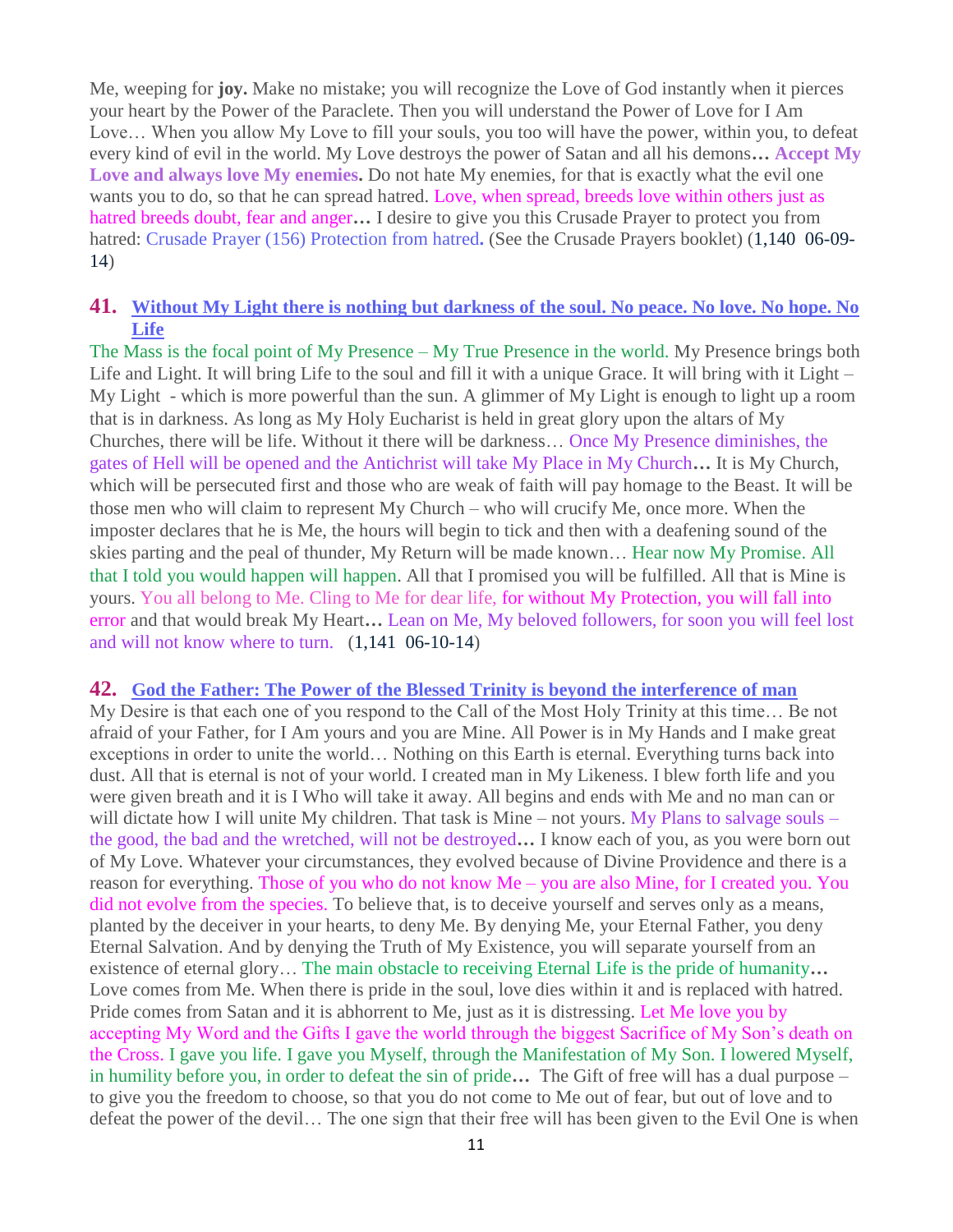Me, weeping for **joy.** Make no mistake; you will recognize the Love of God instantly when it pierces your heart by the Power of the Paraclete. Then you will understand the Power of Love for I Am Love… When you allow My Love to fill your souls, you too will have the power, within you, to defeat every kind of evil in the world. My Love destroys the power of Satan and all his demons**… Accept My Love and always love My enemies.** Do not hate My enemies, for that is exactly what the evil one wants you to do, so that he can spread hatred. Love, when spread, breeds love within others just as hatred breeds doubt, fear and anger**…** I desire to give you this Crusade Prayer to protect you from hatred: Crusade Prayer (156) Protection from hatred**.** (See the Crusade Prayers booklet) (1,140 06-09-14)

## 41. Without My Light there is nothing but darkness of the soul. No peace. No love. No hope. No Life

The Mass is the focal point of My Presence – My True Presence in the world. My Presence brings both Life and Light. It will bring Life to the soul and fill it with a unique Grace. It will bring with it Light – My Light - which is more powerful than the sun. A glimmer of My Light is enough to light up a room that is in darkness. As long as My Holy Eucharist is held in great glory upon the altars of My Churches, there will be life. Without it there will be darkness… Once My Presence diminishes, the gates of Hell will be opened and the Antichrist will take My Place in My Church**…** It is My Church, which will be persecuted first and those who are weak of faith will pay homage to the Beast. It will be those men who will claim to represent My Church – who will crucify Me, once more. When the imposter declares that he is Me, the hours will begin to tick and then with a deafening sound of the skies parting and the peal of thunder, My Return will be made known… Hear now My Promise. All that I told you would happen will happen. All that I promised you will be fulfilled. All that is Mine is yours. You all belong to Me. Cling to Me for dear life, for without My Protection, you will fall into error and that would break My Heart**…** Lean on Me, My beloved followers, for soon you will feel lost and will not know where to turn. (1,141 06-10-14)

## 42. God the Father: The Power of the Blessed Trinity is beyond the interference of man

My Desire is that each one of you respond to the Call of the Most Holy Trinity at this time… Be not afraid of your Father, for I Am yours and you are Mine. All Power is in My Hands and I make great exceptions in order to unite the world… Nothing on this Earth is eternal. Everything turns back into dust. All that is eternal is not of your world. I created man in My Likeness. I blew forth life and you were given breath and it is I Who will take it away. All begins and ends with Me and no man can or will dictate how I will unite My children. That task is Mine – not yours. My Plans to salvage souls – the good, the bad and the wretched, will not be destroyed**…** I know each of you, as you were born out of My Love. Whatever your circumstances, they evolved because of Divine Providence and there is a reason for everything. Those of you who do not know Me – you are also Mine, for I created you. You did not evolve from the species. To believe that, is to deceive yourself and serves only as a means, planted by the deceiver in your hearts, to deny Me. By denying Me, your Eternal Father, you deny Eternal Salvation. And by denying the Truth of My Existence, you will separate yourself from an existence of eternal glory… The main obstacle to receiving Eternal Life is the pride of humanity**…** Love comes from Me. When there is pride in the soul, love dies within it and is replaced with hatred. Pride comes from Satan and it is abhorrent to Me, just as it is distressing. Let Me love you by accepting My Word and the Gifts I gave the world through the biggest Sacrifice of My Son's death on the Cross. I gave you life. I gave you Myself, through the Manifestation of My Son. I lowered Myself, in humility before you, in order to defeat the sin of pride**…** The Gift of free will has a dual purpose – to give you the freedom to choose, so that you do not come to Me out of fear, but out of love and to defeat the power of the devil… The one sign that their free will has been given to the Evil One is when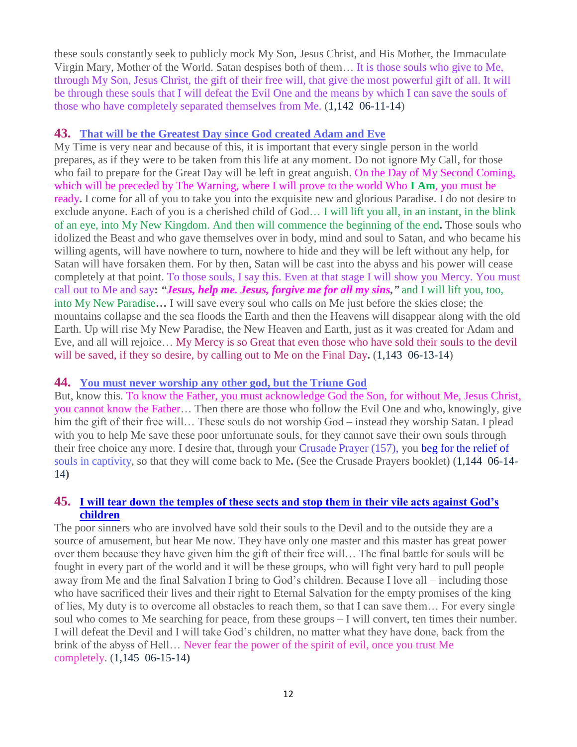these souls constantly seek to publicly mock My Son, Jesus Christ, and His Mother, the Immaculate Virgin Mary, Mother of the World. Satan despises both of them… It is those souls who give to Me, through My Son, Jesus Christ, the gift of their free will, that give the most powerful gift of all. It will be through these souls that I will defeat the Evil One and the means by which I can save the souls of those who have completely separated themselves from Me. (1,142 06-11-14)

### 43. That will be the Greatest Day since God created Adam and Eve

My Time is very near and because of this, it is important that every single person in the world prepares, as if they were to be taken from this life at any moment. Do not ignore My Call, for those who fail to prepare for the Great Day will be left in great anguish. On the Day of My Second Coming, which will be preceded by The Warning, where I will prove to the world Who **I Am**, you must be ready**.** I come for all of you to take you into the exquisite new and glorious Paradise. I do not desire to exclude anyone. Each of you is a cherished child of God… I will lift you all, in an instant, in the blink of an eye, into My New Kingdom. And then will commence the beginning of the end**.** Those souls who idolized the Beast and who gave themselves over in body, mind and soul to Satan, and who became his willing agents, will have nowhere to turn, nowhere to hide and they will be left without any help, for Satan will have forsaken them. For by then, Satan will be cast into the abyss and his power will cease completely at that point. To those souls, I say this. Even at that stage I will show you Mercy. You must call out to Me and say**:** ***"Jesus, help me. Jesus, forgive me for all my sins,"*** and I will lift you, too, into My New Paradise**…** I will save every soul who calls on Me just before the skies close; the mountains collapse and the sea floods the Earth and then the Heavens will disappear along with the old Earth. Up will rise My New Paradise, the New Heaven and Earth, just as it was created for Adam and Eve, and all will rejoice… My Mercy is so Great that even those who have sold their souls to the devil will be saved, if they so desire, by calling out to Me on the Final Day**.** (1,143 06-13-14)

### 44. You must never worship any other god, but the Triune God

But, know this. To know the Father, you must acknowledge God the Son, for without Me, Jesus Christ, you cannot know the Father… Then there are those who follow the Evil One and who, knowingly, give him the gift of their free will… These souls do not worship God – instead they worship Satan. I plead with you to help Me save these poor unfortunate souls, for they cannot save their own souls through their free choice any more. I desire that, through your Crusade Prayer (157), you beg for the relief of souls in captivity, so that they will come back to Me**.** (See the Crusade Prayers booklet) (1,144 06-14-14**)**

### 45. I will tear down the temples of these sects and stop them in their vile acts against God's children

The poor sinners who are involved have sold their souls to the Devil and to the outside they are a source of amusement, but hear Me now. They have only one master and this master has great power over them because they have given him the gift of their free will… The final battle for souls will be fought in every part of the world and it will be these groups, who will fight very hard to pull people away from Me and the final Salvation I bring to God's children. Because I love all – including those who have sacrificed their lives and their right to Eternal Salvation for the empty promises of the king of lies, My duty is to overcome all obstacles to reach them, so that I can save them… For every single soul who comes to Me searching for peace, from these groups – I will convert, ten times their number. I will defeat the Devil and I will take God's children, no matter what they have done, back from the brink of the abyss of Hell… Never fear the power of the spirit of evil, once you trust Me completely. (1,145 06-15-14**)**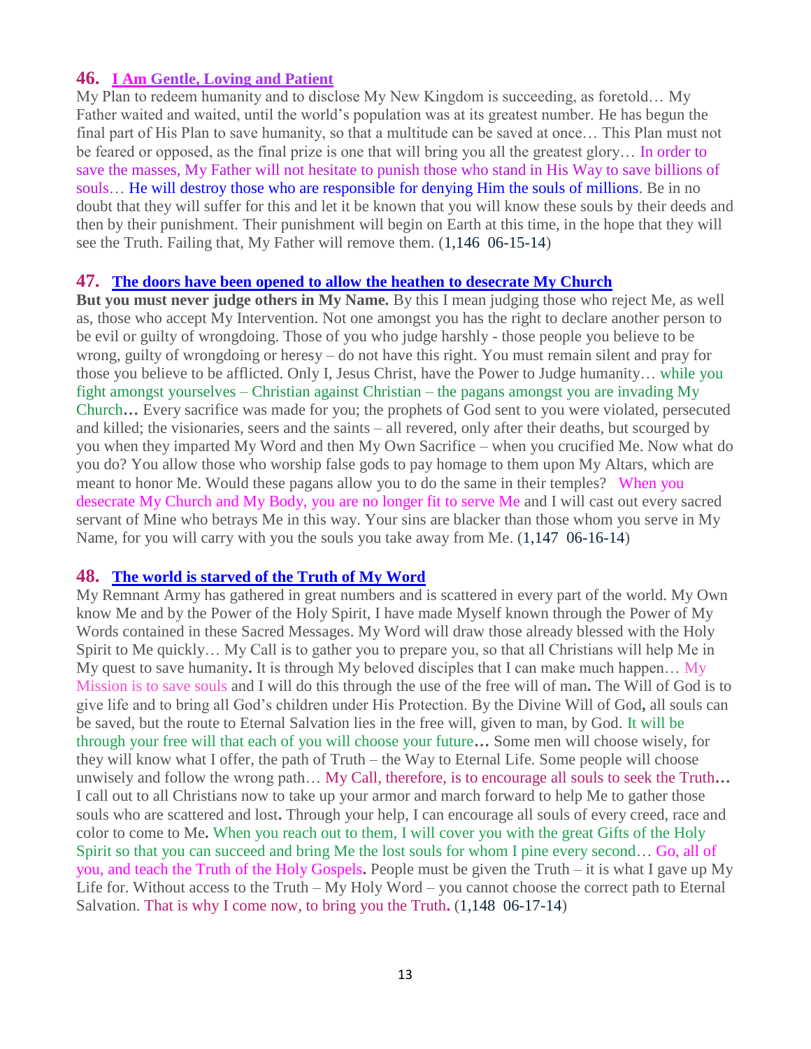## 46. I Am Gentle, Loving and Patient

My Plan to redeem humanity and to disclose My New Kingdom is succeeding, as foretold… My Father waited and waited, until the world's population was at its greatest number. He has begun the final part of His Plan to save humanity, so that a multitude can be saved at once… This Plan must not be feared or opposed, as the final prize is one that will bring you all the greatest glory… In order to save the masses, My Father will not hesitate to punish those who stand in His Way to save billions of souls… He will destroy those who are responsible for denying Him the souls of millions. Be in no doubt that they will suffer for this and let it be known that you will know these souls by their deeds and then by their punishment. Their punishment will begin on Earth at this time, in the hope that they will see the Truth. Failing that, My Father will remove them. (1,146 06-15-14)

## 47. The doors have been opened to allow the heathen to desecrate My Church

**But you must never judge others in My Name.** By this I mean judging those who reject Me, as well as, those who accept My Intervention. Not one amongst you has the right to declare another person to be evil or guilty of wrongdoing. Those of you who judge harshly - those people you believe to be wrong, guilty of wrongdoing or heresy – do not have this right. You must remain silent and pray for those you believe to be afflicted. Only I, Jesus Christ, have the Power to Judge humanity… while you fight amongst yourselves – Christian against Christian – the pagans amongst you are invading My Church**…** Every sacrifice was made for you; the prophets of God sent to you were violated, persecuted and killed; the visionaries, seers and the saints – all revered, only after their deaths, but scourged by you when they imparted My Word and then My Own Sacrifice – when you crucified Me. Now what do you do? You allow those who worship false gods to pay homage to them upon My Altars, which are meant to honor Me. Would these pagans allow you to do the same in their temples? When you desecrate My Church and My Body, you are no longer fit to serve Me and I will cast out every sacred servant of Mine who betrays Me in this way. Your sins are blacker than those whom you serve in My Name, for you will carry with you the souls you take away from Me. (1,147 06-16-14)

## 48. The world is starved of the Truth of My Word

My Remnant Army has gathered in great numbers and is scattered in every part of the world. My Own know Me and by the Power of the Holy Spirit, I have made Myself known through the Power of My Words contained in these Sacred Messages. My Word will draw those already blessed with the Holy Spirit to Me quickly… My Call is to gather you to prepare you, so that all Christians will help Me in My quest to save humanity**.** It is through My beloved disciples that I can make much happen… My Mission is to save souls and I will do this through the use of the free will of man**.** The Will of God is to give life and to bring all God's children under His Protection. By the Divine Will of God**,** all souls can be saved, but the route to Eternal Salvation lies in the free will, given to man, by God. It will be through your free will that each of you will choose your future**…** Some men will choose wisely, for they will know what I offer, the path of Truth – the Way to Eternal Life. Some people will choose unwisely and follow the wrong path… My Call, therefore, is to encourage all souls to seek the Truth**…** I call out to all Christians now to take up your armor and march forward to help Me to gather those souls who are scattered and lost**.** Through your help, I can encourage all souls of every creed, race and color to come to Me**.** When you reach out to them, I will cover you with the great Gifts of the Holy Spirit so that you can succeed and bring Me the lost souls for whom I pine every second… Go, all of you, and teach the Truth of the Holy Gospels**.** People must be given the Truth – it is what I gave up My Life for. Without access to the Truth – My Holy Word – you cannot choose the correct path to Eternal Salvation. That is why I come now, to bring you the Truth**.** (1,148 06-17-14)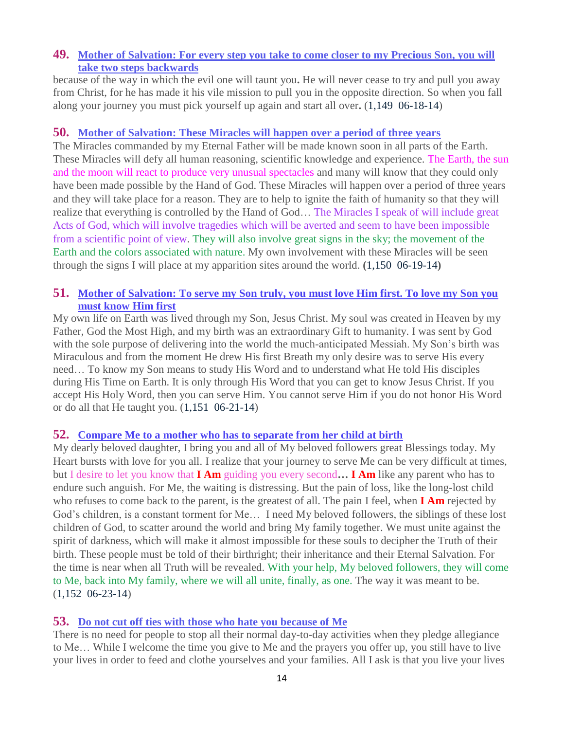## 49. Mother of Salvation: For every step you take to come closer to my Precious Son, you will take two steps backwards

because of the way in which the evil one will taunt you**.** He will never cease to try and pull you away from Christ, for he has made it his vile mission to pull you in the opposite direction. So when you fall along your journey you must pick yourself up again and start all over**.** (1,149 06-18-14)

## 50. Mother of Salvation: These Miracles will happen over a period of three years

The Miracles commanded by my Eternal Father will be made known soon in all parts of the Earth. These Miracles will defy all human reasoning, scientific knowledge and experience. The Earth, the sun and the moon will react to produce very unusual spectacles and many will know that they could only have been made possible by the Hand of God. These Miracles will happen over a period of three years and they will take place for a reason. They are to help to ignite the faith of humanity so that they will realize that everything is controlled by the Hand of God… The Miracles I speak of will include great Acts of God, which will involve tragedies which will be averted and seem to have been impossible from a scientific point of view. They will also involve great signs in the sky; the movement of the Earth and the colors associated with nature. My own involvement with these Miracles will be seen through the signs I will place at my apparition sites around the world. **(**1,150 06-19-14**)**

## 51. Mother of Salvation: To serve my Son truly, you must love Him first. To love my Son you must know Him first

My own life on Earth was lived through my Son, Jesus Christ. My soul was created in Heaven by my Father, God the Most High, and my birth was an extraordinary Gift to humanity. I was sent by God with the sole purpose of delivering into the world the much-anticipated Messiah. My Son's birth was Miraculous and from the moment He drew His first Breath my only desire was to serve His every need… To know my Son means to study His Word and to understand what He told His disciples during His Time on Earth. It is only through His Word that you can get to know Jesus Christ. If you accept His Holy Word, then you can serve Him. You cannot serve Him if you do not honor His Word or do all that He taught you. (1,151 06-21-14)

## 52. Compare Me to a mother who has to separate from her child at birth

My dearly beloved daughter, I bring you and all of My beloved followers great Blessings today. My Heart bursts with love for you all. I realize that your journey to serve Me can be very difficult at times, but I desire to let you know that **I Am** guiding you every second**… I Am** like any parent who has to endure such anguish. For Me, the waiting is distressing. But the pain of loss, like the long-lost child who refuses to come back to the parent, is the greatest of all. The pain I feel, when **I Am** rejected by God's children, is a constant torment for Me… I need My beloved followers, the siblings of these lost children of God, to scatter around the world and bring My family together. We must unite against the spirit of darkness, which will make it almost impossible for these souls to decipher the Truth of their birth. These people must be told of their birthright; their inheritance and their Eternal Salvation. For the time is near when all Truth will be revealed. With your help, My beloved followers, they will come to Me, back into My family, where we will all unite, finally, as one. The way it was meant to be. (1,152 06-23-14)

## 53. Do not cut off ties with those who hate you because of Me

There is no need for people to stop all their normal day-to-day activities when they pledge allegiance to Me… While I welcome the time you give to Me and the prayers you offer up, you still have to live your lives in order to feed and clothe yourselves and your families. All I ask is that you live your lives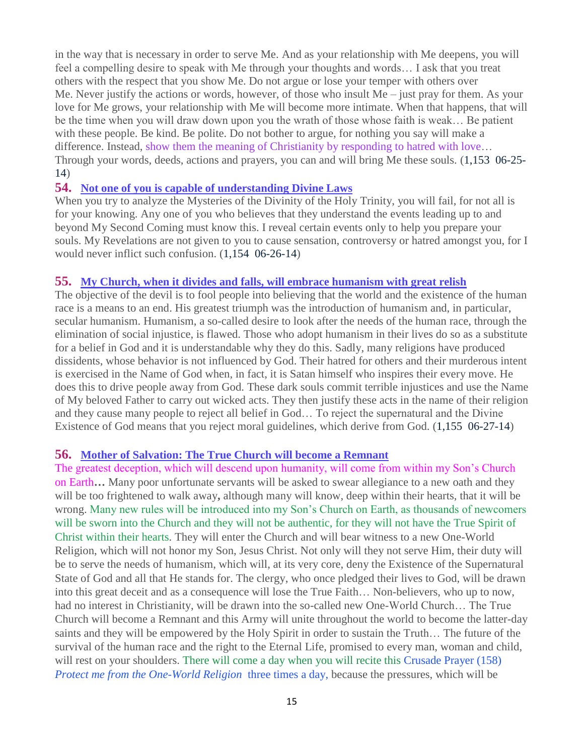in the way that is necessary in order to serve Me. And as your relationship with Me deepens, you will feel a compelling desire to speak with Me through your thoughts and words… I ask that you treat others with the respect that you show Me. Do not argue or lose your temper with others over Me. Never justify the actions or words, however, of those who insult Me – just pray for them. As your love for Me grows, your relationship with Me will become more intimate. When that happens, that will be the time when you will draw down upon you the wrath of those whose faith is weak… Be patient with these people. Be kind. Be polite. Do not bother to argue, for nothing you say will make a difference. Instead, show them the meaning of Christianity by responding to hatred with love… Through your words, deeds, actions and prayers, you can and will bring Me these souls. (1,153 06-25-14)

## 54. Not one of you is capable of understanding Divine Laws

When you try to analyze the Mysteries of the Divinity of the Holy Trinity, you will fail, for not all is for your knowing. Any one of you who believes that they understand the events leading up to and beyond My Second Coming must know this. I reveal certain events only to help you prepare your souls. My Revelations are not given to you to cause sensation, controversy or hatred amongst you, for I would never inflict such confusion. (1,154 06-26-14)

## 55. My Church, when it divides and falls, will embrace humanism with great relish

The objective of the devil is to fool people into believing that the world and the existence of the human race is a means to an end. His greatest triumph was the introduction of humanism and, in particular, secular humanism. Humanism, a so-called desire to look after the needs of the human race, through the elimination of social injustice, is flawed. Those who adopt humanism in their lives do so as a substitute for a belief in God and it is understandable why they do this. Sadly, many religions have produced dissidents, whose behavior is not influenced by God. Their hatred for others and their murderous intent is exercised in the Name of God when, in fact, it is Satan himself who inspires their every move. He does this to drive people away from God. These dark souls commit terrible injustices and use the Name of My beloved Father to carry out wicked acts. They then justify these acts in the name of their religion and they cause many people to reject all belief in God… To reject the supernatural and the Divine Existence of God means that you reject moral guidelines, which derive from God. (1,155 06-27-14)

## 56. Mother of Salvation: The True Church will become a Remnant

The greatest deception, which will descend upon humanity, will come from within my Son's Church on Earth**…** Many poor unfortunate servants will be asked to swear allegiance to a new oath and they will be too frightened to walk away**,** although many will know, deep within their hearts, that it will be wrong. Many new rules will be introduced into my Son's Church on Earth, as thousands of newcomers will be sworn into the Church and they will not be authentic, for they will not have the True Spirit of Christ within their hearts. They will enter the Church and will bear witness to a new One-World Religion, which will not honor my Son, Jesus Christ. Not only will they not serve Him, their duty will be to serve the needs of humanism, which will, at its very core, deny the Existence of the Supernatural State of God and all that He stands for. The clergy, who once pledged their lives to God, will be drawn into this great deceit and as a consequence will lose the True Faith… Non-believers, who up to now, had no interest in Christianity, will be drawn into the so-called new One-World Church… The True Church will become a Remnant and this Army will unite throughout the world to become the latter-day saints and they will be empowered by the Holy Spirit in order to sustain the Truth… The future of the survival of the human race and the right to the Eternal Life, promised to every man, woman and child, will rest on your shoulders. There will come a day when you will recite this Crusade Prayer (158) *Protect me from the One-World Religion* three times a day, because the pressures, which will be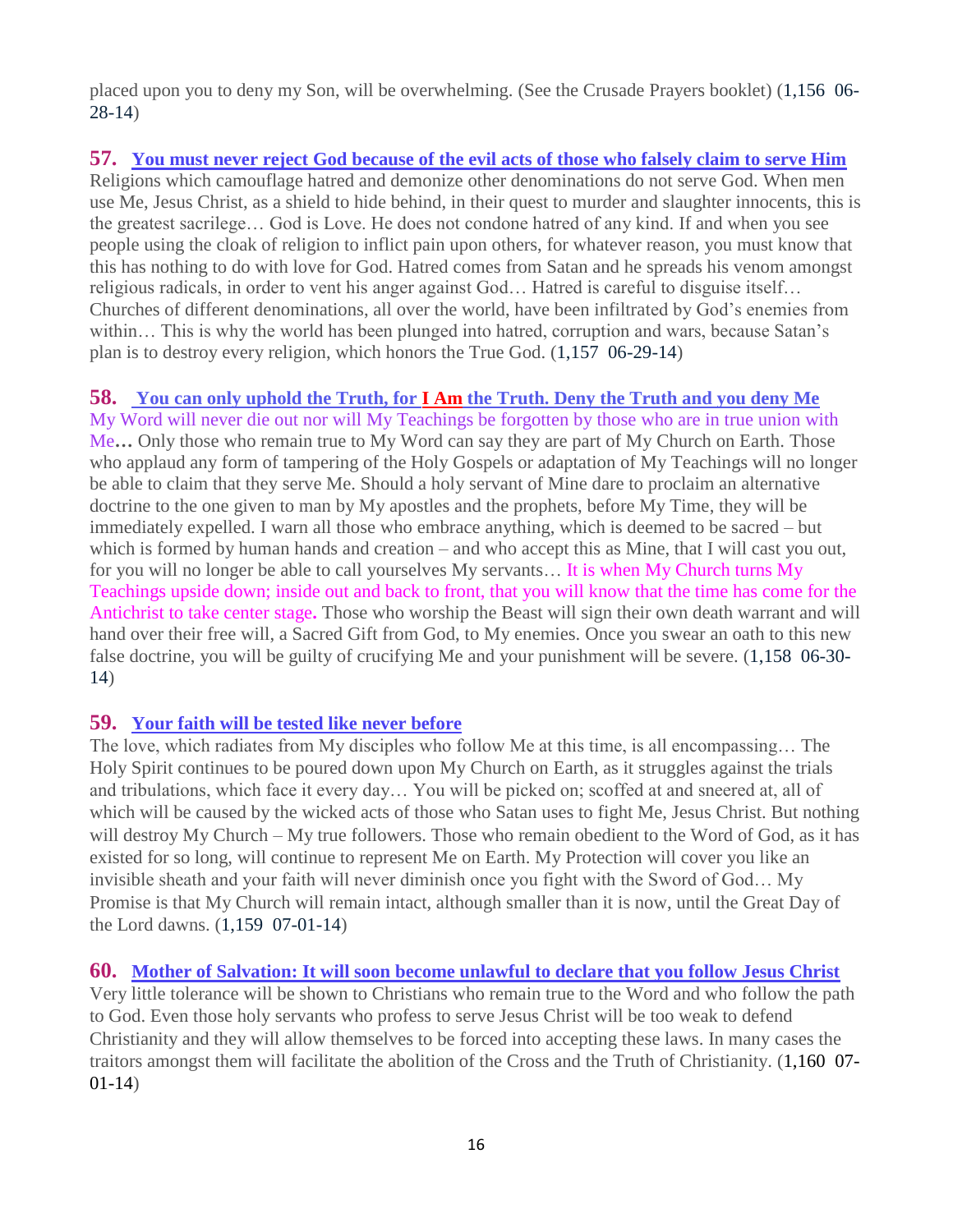placed upon you to deny my Son, will be overwhelming. (See the Crusade Prayers booklet) (1,156  06-28-14)

### 57. You must never reject God because of the evil acts of those who falsely claim to serve Him

Religions which camouflage hatred and demonize other denominations do not serve God. When men use Me, Jesus Christ, as a shield to hide behind, in their quest to murder and slaughter innocents, this is the greatest sacrilege… God is Love. He does not condone hatred of any kind. If and when you see people using the cloak of religion to inflict pain upon others, for whatever reason, you must know that this has nothing to do with love for God. Hatred comes from Satan and he spreads his venom amongst religious radicals, in order to vent his anger against God… Hatred is careful to disguise itself… Churches of different denominations, all over the world, have been infiltrated by God's enemies from within… This is why the world has been plunged into hatred, corruption and wars, because Satan's plan is to destroy every religion, which honors the True God. (1,157  06-29-14)

### 58. You can only uphold the Truth, for I Am the Truth. Deny the Truth and you deny Me

My Word will never die out nor will My Teachings be forgotten by those who are in true union with Me**…** Only those who remain true to My Word can say they are part of My Church on Earth. Those who applaud any form of tampering of the Holy Gospels or adaptation of My Teachings will no longer be able to claim that they serve Me. Should a holy servant of Mine dare to proclaim an alternative doctrine to the one given to man by My apostles and the prophets, before My Time, they will be immediately expelled. I warn all those who embrace anything, which is deemed to be sacred – but which is formed by human hands and creation – and who accept this as Mine, that I will cast you out, for you will no longer be able to call yourselves My servants… It is when My Church turns My Teachings upside down; inside out and back to front, that you will know that the time has come for the Antichrist to take center stage**.** Those who worship the Beast will sign their own death warrant and will hand over their free will, a Sacred Gift from God, to My enemies. Once you swear an oath to this new false doctrine, you will be guilty of crucifying Me and your punishment will be severe. (1,158  06-30-14)

### 59. Your faith will be tested like never before

The love, which radiates from My disciples who follow Me at this time, is all encompassing… The Holy Spirit continues to be poured down upon My Church on Earth, as it struggles against the trials and tribulations, which face it every day… You will be picked on; scoffed at and sneered at, all of which will be caused by the wicked acts of those who Satan uses to fight Me, Jesus Christ. But nothing will destroy My Church – My true followers. Those who remain obedient to the Word of God, as it has existed for so long, will continue to represent Me on Earth. My Protection will cover you like an invisible sheath and your faith will never diminish once you fight with the Sword of God… My Promise is that My Church will remain intact, although smaller than it is now, until the Great Day of the Lord dawns. (1,159  07-01-14)

### 60. Mother of Salvation: It will soon become unlawful to declare that you follow Jesus Christ

Very little tolerance will be shown to Christians who remain true to the Word and who follow the path to God. Even those holy servants who profess to serve Jesus Christ will be too weak to defend Christianity and they will allow themselves to be forced into accepting these laws. In many cases the traitors amongst them will facilitate the abolition of the Cross and the Truth of Christianity. (1,160  07-01-14)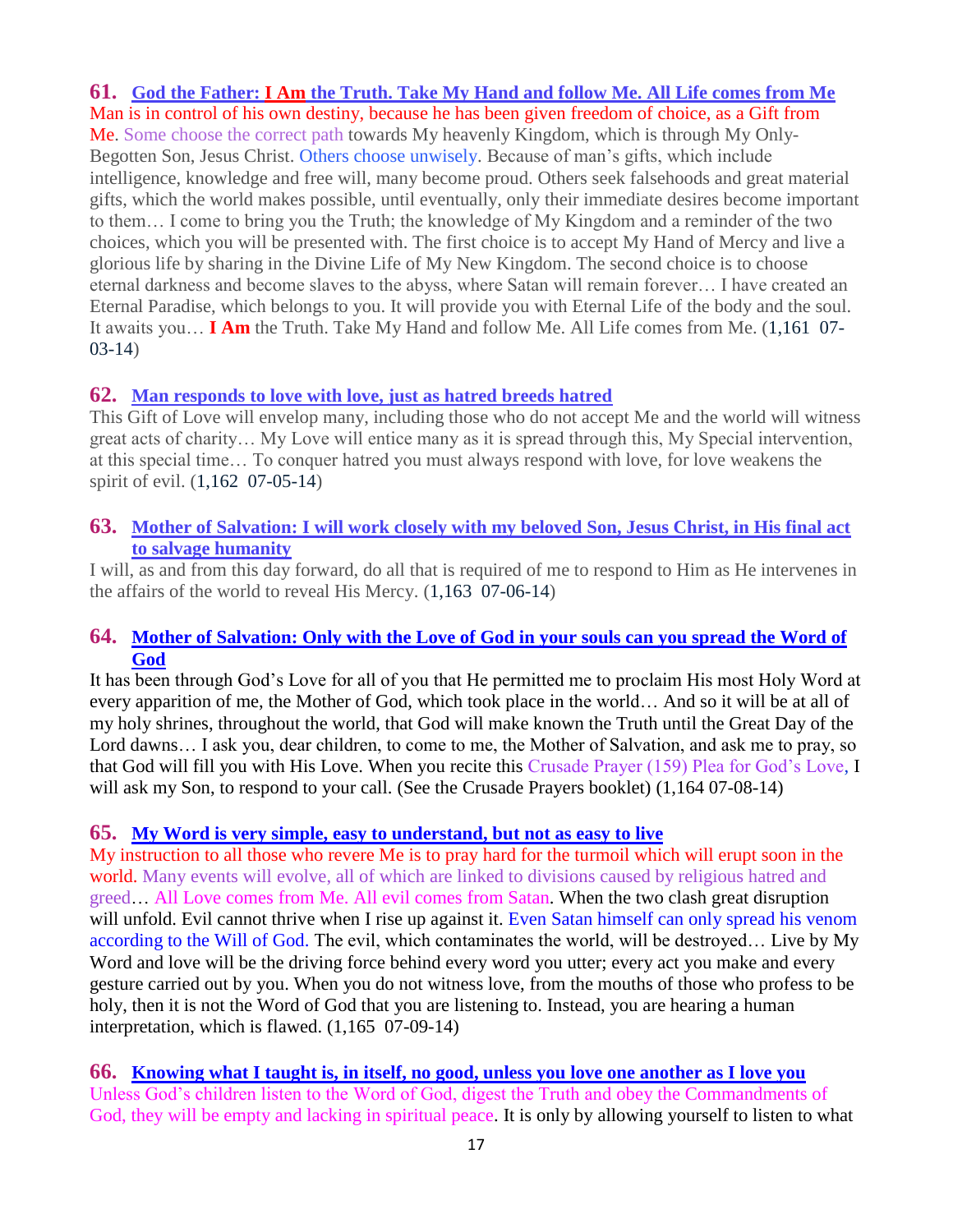### 61. God the Father: I Am the Truth. Take My Hand and follow Me. All Life comes from Me

Man is in control of his own destiny, because he has been given freedom of choice, as a Gift from Me. Some choose the correct path towards My heavenly Kingdom, which is through My Only-Begotten Son, Jesus Christ. Others choose unwisely. Because of man's gifts, which include intelligence, knowledge and free will, many become proud. Others seek falsehoods and great material gifts, which the world makes possible, until eventually, only their immediate desires become important to them… I come to bring you the Truth; the knowledge of My Kingdom and a reminder of the two choices, which you will be presented with. The first choice is to accept My Hand of Mercy and live a glorious life by sharing in the Divine Life of My New Kingdom. The second choice is to choose eternal darkness and become slaves to the abyss, where Satan will remain forever… I have created an Eternal Paradise, which belongs to you. It will provide you with Eternal Life of the body and the soul. It awaits you… **I Am** the Truth. Take My Hand and follow Me. All Life comes from Me. (1,161 07-03-14)

### 62. Man responds to love with love, just as hatred breeds hatred

This Gift of Love will envelop many, including those who do not accept Me and the world will witness great acts of charity… My Love will entice many as it is spread through this, My Special intervention, at this special time… To conquer hatred you must always respond with love, for love weakens the spirit of evil. (1,162 07-05-14)

### 63. Mother of Salvation: I will work closely with my beloved Son, Jesus Christ, in His final act to salvage humanity

I will, as and from this day forward, do all that is required of me to respond to Him as He intervenes in the affairs of the world to reveal His Mercy. (1,163 07-06-14)

### 64. Mother of Salvation: Only with the Love of God in your souls can you spread the Word of God

It has been through God's Love for all of you that He permitted me to proclaim His most Holy Word at every apparition of me, the Mother of God, which took place in the world… And so it will be at all of my holy shrines, throughout the world, that God will make known the Truth until the Great Day of the Lord dawns… I ask you, dear children, to come to me, the Mother of Salvation, and ask me to pray, so that God will fill you with His Love. When you recite this Crusade Prayer (159) Plea for God's Love, I will ask my Son, to respond to your call. (See the Crusade Prayers booklet) (1,164 07-08-14)

### 65. My Word is very simple, easy to understand, but not as easy to live

My instruction to all those who revere Me is to pray hard for the turmoil which will erupt soon in the world. Many events will evolve, all of which are linked to divisions caused by religious hatred and greed… All Love comes from Me. All evil comes from Satan. When the two clash great disruption will unfold. Evil cannot thrive when I rise up against it. Even Satan himself can only spread his venom according to the Will of God. The evil, which contaminates the world, will be destroyed… Live by My Word and love will be the driving force behind every word you utter; every act you make and every gesture carried out by you. When you do not witness love, from the mouths of those who profess to be holy, then it is not the Word of God that you are listening to. Instead, you are hearing a human interpretation, which is flawed. (1,165 07-09-14)

### 66. Knowing what I taught is, in itself, no good, unless you love one another as I love you

Unless God's children listen to the Word of God, digest the Truth and obey the Commandments of God, they will be empty and lacking in spiritual peace. It is only by allowing yourself to listen to what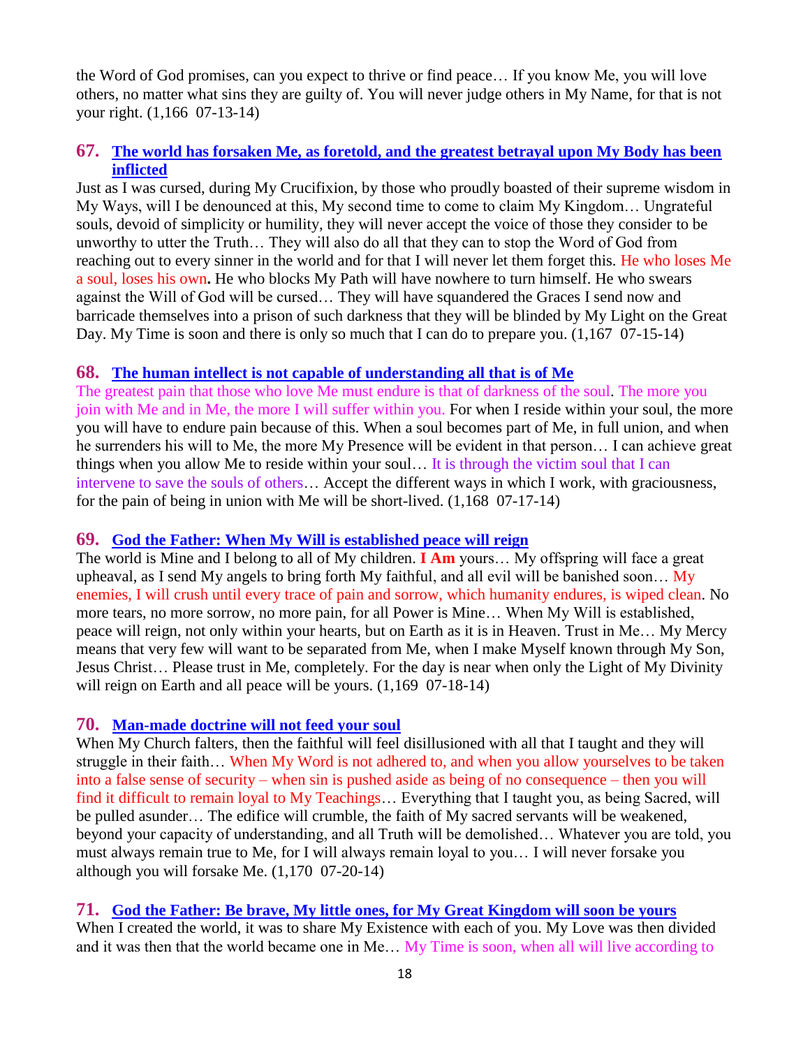the Word of God promises, can you expect to thrive or find peace… If you know Me, you will love others, no matter what sins they are guilty of. You will never judge others in My Name, for that is not your right. (1,166 07-13-14)

### 67. The world has forsaken Me, as foretold, and the greatest betrayal upon My Body has been inflicted

Just as I was cursed, during My Crucifixion, by those who proudly boasted of their supreme wisdom in My Ways, will I be denounced at this, My second time to come to claim My Kingdom… Ungrateful souls, devoid of simplicity or humility, they will never accept the voice of those they consider to be unworthy to utter the Truth… They will also do all that they can to stop the Word of God from reaching out to every sinner in the world and for that I will never let them forget this. He who loses Me a soul, loses his own**.** He who blocks My Path will have nowhere to turn himself. He who swears against the Will of God will be cursed… They will have squandered the Graces I send now and barricade themselves into a prison of such darkness that they will be blinded by My Light on the Great Day. My Time is soon and there is only so much that I can do to prepare you. (1,167 07-15-14)

### 68. The human intellect is not capable of understanding all that is of Me

The greatest pain that those who love Me must endure is that of darkness of the soul. The more you join with Me and in Me, the more I will suffer within you. For when I reside within your soul, the more you will have to endure pain because of this. When a soul becomes part of Me, in full union, and when he surrenders his will to Me, the more My Presence will be evident in that person… I can achieve great things when you allow Me to reside within your soul… It is through the victim soul that I can intervene to save the souls of others… Accept the different ways in which I work, with graciousness, for the pain of being in union with Me will be short-lived. (1,168 07-17-14)

### 69. God the Father: When My Will is established peace will reign

The world is Mine and I belong to all of My children. **I Am** yours… My offspring will face a great upheaval, as I send My angels to bring forth My faithful, and all evil will be banished soon… My enemies, I will crush until every trace of pain and sorrow, which humanity endures, is wiped clean. No more tears, no more sorrow, no more pain, for all Power is Mine… When My Will is established, peace will reign, not only within your hearts, but on Earth as it is in Heaven. Trust in Me… My Mercy means that very few will want to be separated from Me, when I make Myself known through My Son, Jesus Christ… Please trust in Me, completely. For the day is near when only the Light of My Divinity will reign on Earth and all peace will be yours. (1,169 07-18-14)

### 70. Man-made doctrine will not feed your soul

When My Church falters, then the faithful will feel disillusioned with all that I taught and they will struggle in their faith… When My Word is not adhered to, and when you allow yourselves to be taken into a false sense of security – when sin is pushed aside as being of no consequence – then you will find it difficult to remain loyal to My Teachings… Everything that I taught you, as being Sacred, will be pulled asunder… The edifice will crumble, the faith of My sacred servants will be weakened, beyond your capacity of understanding, and all Truth will be demolished… Whatever you are told, you must always remain true to Me, for I will always remain loyal to you… I will never forsake you although you will forsake Me. (1,170 07-20-14)

### 71. God the Father: Be brave, My little ones, for My Great Kingdom will soon be yours

When I created the world, it was to share My Existence with each of you. My Love was then divided and it was then that the world became one in Me… My Time is soon, when all will live according to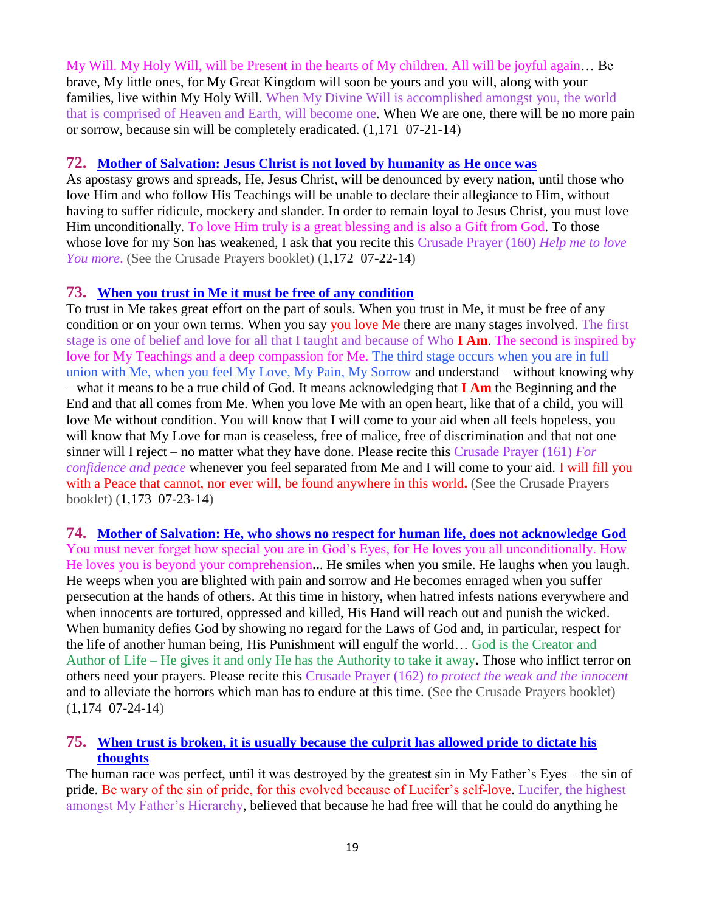My Will. My Holy Will, will be Present in the hearts of My children. All will be joyful again… Be brave, My little ones, for My Great Kingdom will soon be yours and you will, along with your families, live within My Holy Will. When My Divine Will is accomplished amongst you, the world that is comprised of Heaven and Earth, will become one. When We are one, there will be no more pain or sorrow, because sin will be completely eradicated. (1,171 07-21-14)

### 72. Mother of Salvation: Jesus Christ is not loved by humanity as He once was

As apostasy grows and spreads, He, Jesus Christ, will be denounced by every nation, until those who love Him and who follow His Teachings will be unable to declare their allegiance to Him, without having to suffer ridicule, mockery and slander. In order to remain loyal to Jesus Christ, you must love Him unconditionally. To love Him truly is a great blessing and is also a Gift from God. To those whose love for my Son has weakened, I ask that you recite this Crusade Prayer (160) *Help me to love You more*. (See the Crusade Prayers booklet) (1,172 07-22-14)

### 73. When you trust in Me it must be free of any condition

To trust in Me takes great effort on the part of souls. When you trust in Me, it must be free of any condition or on your own terms. When you say you love Me there are many stages involved. The first stage is one of belief and love for all that I taught and because of Who **I Am**. The second is inspired by love for My Teachings and a deep compassion for Me. The third stage occurs when you are in full union with Me, when you feel My Love, My Pain, My Sorrow and understand – without knowing why – what it means to be a true child of God. It means acknowledging that **I Am** the Beginning and the End and that all comes from Me. When you love Me with an open heart, like that of a child, you will love Me without condition. You will know that I will come to your aid when all feels hopeless, you will know that My Love for man is ceaseless, free of malice, free of discrimination and that not one sinner will I reject – no matter what they have done. Please recite this Crusade Prayer (161) *For confidence and peace* whenever you feel separated from Me and I will come to your aid. I will fill you with a Peace that cannot, nor ever will, be found anywhere in this world**.** (See the Crusade Prayers booklet) (1,173 07-23-14)

### 74. Mother of Salvation: He, who shows no respect for human life, does not acknowledge God

You must never forget how special you are in God's Eyes, for He loves you all unconditionally. How He loves you is beyond your comprehension**..** He smiles when you smile. He laughs when you laugh. He weeps when you are blighted with pain and sorrow and He becomes enraged when you suffer persecution at the hands of others. At this time in history, when hatred infests nations everywhere and when innocents are tortured, oppressed and killed, His Hand will reach out and punish the wicked. When humanity defies God by showing no regard for the Laws of God and, in particular, respect for the life of another human being, His Punishment will engulf the world… God is the Creator and Author of Life – He gives it and only He has the Authority to take it away**.** Those who inflict terror on others need your prayers. Please recite this Crusade Prayer (162) *to protect the weak and the innocent* and to alleviate the horrors which man has to endure at this time. (See the Crusade Prayers booklet) (1,174 07-24-14)

### 75. When trust is broken, it is usually because the culprit has allowed pride to dictate his thoughts

The human race was perfect, until it was destroyed by the greatest sin in My Father's Eyes – the sin of pride. Be wary of the sin of pride, for this evolved because of Lucifer's self-love. Lucifer, the highest amongst My Father's Hierarchy, believed that because he had free will that he could do anything he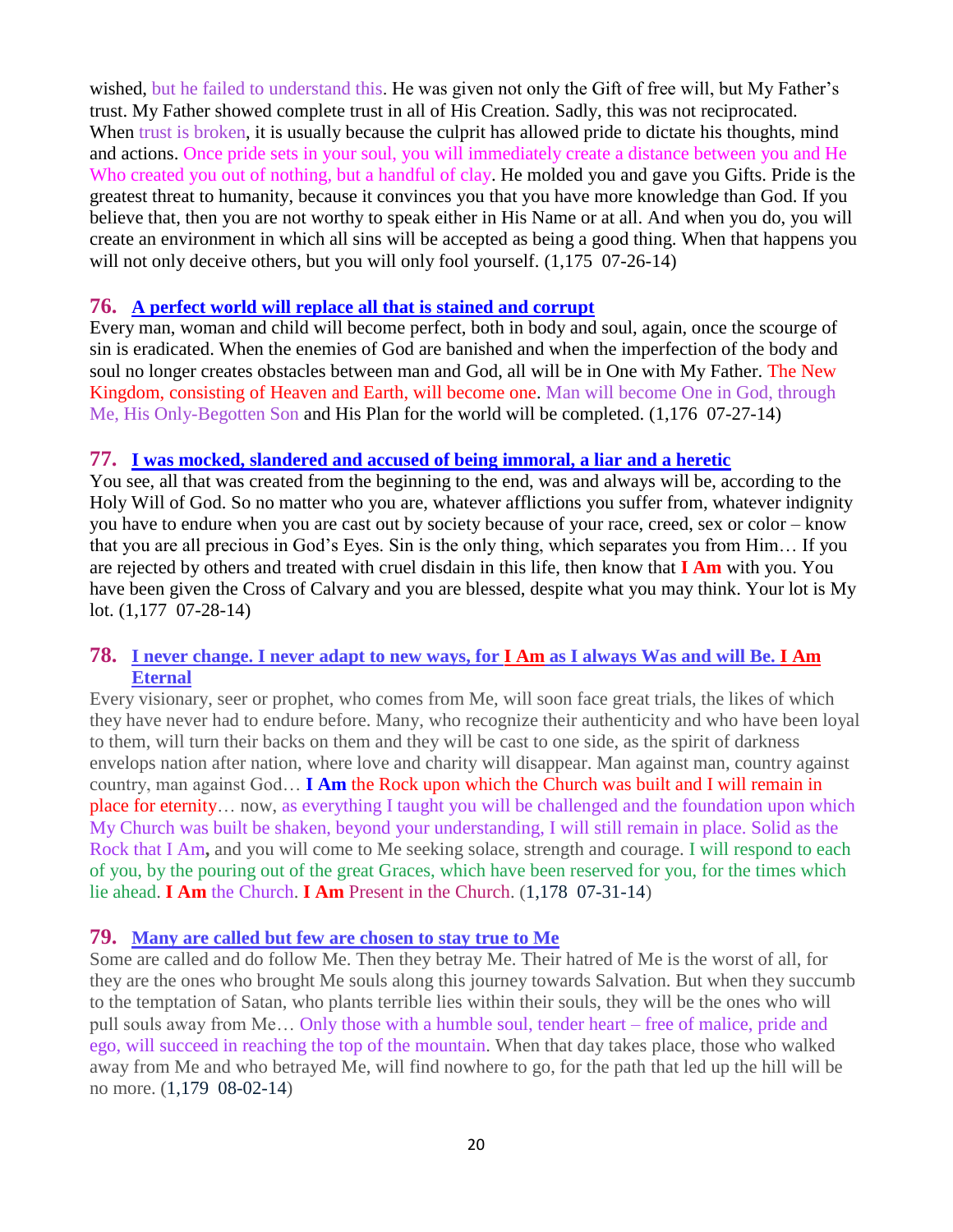wished, but he failed to understand this. He was given not only the Gift of free will, but My Father's trust. My Father showed complete trust in all of His Creation. Sadly, this was not reciprocated. When trust is broken, it is usually because the culprit has allowed pride to dictate his thoughts, mind and actions. Once pride sets in your soul, you will immediately create a distance between you and He Who created you out of nothing, but a handful of clay. He molded you and gave you Gifts. Pride is the greatest threat to humanity, because it convinces you that you have more knowledge than God. If you believe that, then you are not worthy to speak either in His Name or at all. And when you do, you will create an environment in which all sins will be accepted as being a good thing. When that happens you will not only deceive others, but you will only fool yourself. (1,175 07-26-14)

### 76. A perfect world will replace all that is stained and corrupt

Every man, woman and child will become perfect, both in body and soul, again, once the scourge of sin is eradicated. When the enemies of God are banished and when the imperfection of the body and soul no longer creates obstacles between man and God, all will be in One with My Father. The New Kingdom, consisting of Heaven and Earth, will become one. Man will become One in God, through Me, His Only-Begotten Son and His Plan for the world will be completed. (1,176 07-27-14)

### 77. I was mocked, slandered and accused of being immoral, a liar and a heretic

You see, all that was created from the beginning to the end, was and always will be, according to the Holy Will of God. So no matter who you are, whatever afflictions you suffer from, whatever indignity you have to endure when you are cast out by society because of your race, creed, sex or color – know that you are all precious in God's Eyes. Sin is the only thing, which separates you from Him… If you are rejected by others and treated with cruel disdain in this life, then know that **I Am** with you. You have been given the Cross of Calvary and you are blessed, despite what you may think. Your lot is My lot. (1,177 07-28-14)

### 78. I never change. I never adapt to new ways, for I Am as I always Was and will Be. I Am Eternal

Every visionary, seer or prophet, who comes from Me, will soon face great trials, the likes of which they have never had to endure before. Many, who recognize their authenticity and who have been loyal to them, will turn their backs on them and they will be cast to one side, as the spirit of darkness envelops nation after nation, where love and charity will disappear. Man against man, country against country, man against God… **I Am** the Rock upon which the Church was built and I will remain in place for eternity… now, as everything I taught you will be challenged and the foundation upon which My Church was built be shaken, beyond your understanding, I will still remain in place. Solid as the Rock that I Am**,** and you will come to Me seeking solace, strength and courage. I will respond to each of you, by the pouring out of the great Graces, which have been reserved for you, for the times which lie ahead. **I Am** the Church. **I Am** Present in the Church. (1,178 07-31-14)

### 79. Many are called but few are chosen to stay true to Me

Some are called and do follow Me. Then they betray Me. Their hatred of Me is the worst of all, for they are the ones who brought Me souls along this journey towards Salvation. But when they succumb to the temptation of Satan, who plants terrible lies within their souls, they will be the ones who will pull souls away from Me… Only those with a humble soul, tender heart – free of malice, pride and ego, will succeed in reaching the top of the mountain. When that day takes place, those who walked away from Me and who betrayed Me, will find nowhere to go, for the path that led up the hill will be no more. (1,179 08-02-14)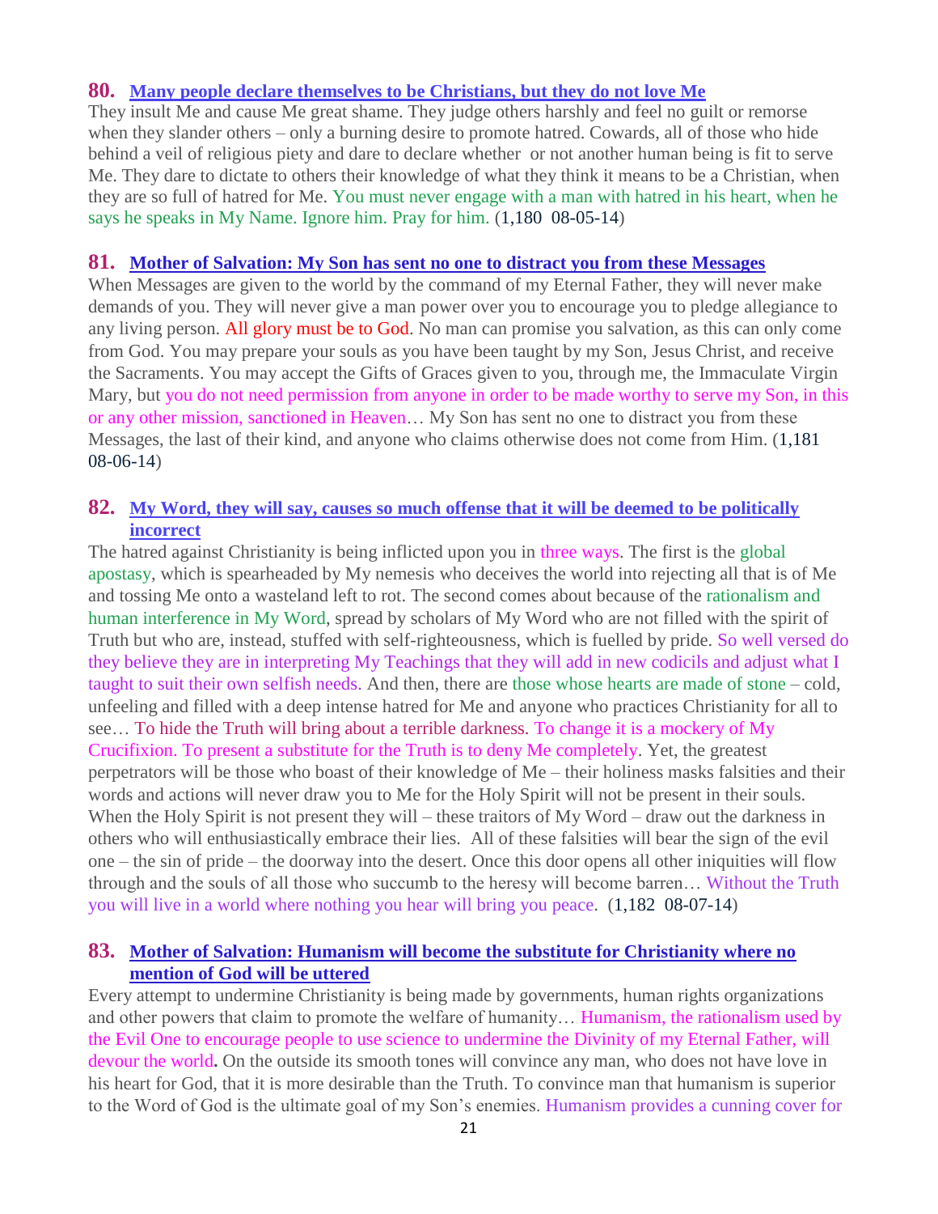## 80. Many people declare themselves to be Christians, but they do not love Me

They insult Me and cause Me great shame. They judge others harshly and feel no guilt or remorse when they slander others – only a burning desire to promote hatred. Cowards, all of those who hide behind a veil of religious piety and dare to declare whether or not another human being is fit to serve Me. They dare to dictate to others their knowledge of what they think it means to be a Christian, when they are so full of hatred for Me. You must never engage with a man with hatred in his heart, when he says he speaks in My Name. Ignore him. Pray for him. (1,180 08-05-14)

## 81. Mother of Salvation: My Son has sent no one to distract you from these Messages

When Messages are given to the world by the command of my Eternal Father, they will never make demands of you. They will never give a man power over you to encourage you to pledge allegiance to any living person. All glory must be to God. No man can promise you salvation, as this can only come from God. You may prepare your souls as you have been taught by my Son, Jesus Christ, and receive the Sacraments. You may accept the Gifts of Graces given to you, through me, the Immaculate Virgin Mary, but you do not need permission from anyone in order to be made worthy to serve my Son, in this or any other mission, sanctioned in Heaven… My Son has sent no one to distract you from these Messages, the last of their kind, and anyone who claims otherwise does not come from Him. (1,181 08-06-14)

## 82. My Word, they will say, causes so much offense that it will be deemed to be politically incorrect

The hatred against Christianity is being inflicted upon you in three ways. The first is the global apostasy, which is spearheaded by My nemesis who deceives the world into rejecting all that is of Me and tossing Me onto a wasteland left to rot. The second comes about because of the rationalism and human interference in My Word, spread by scholars of My Word who are not filled with the spirit of Truth but who are, instead, stuffed with self-righteousness, which is fuelled by pride. So well versed do they believe they are in interpreting My Teachings that they will add in new codicils and adjust what I taught to suit their own selfish needs. And then, there are those whose hearts are made of stone – cold, unfeeling and filled with a deep intense hatred for Me and anyone who practices Christianity for all to see… To hide the Truth will bring about a terrible darkness. To change it is a mockery of My Crucifixion. To present a substitute for the Truth is to deny Me completely. Yet, the greatest perpetrators will be those who boast of their knowledge of Me – their holiness masks falsities and their words and actions will never draw you to Me for the Holy Spirit will not be present in their souls. When the Holy Spirit is not present they will – these traitors of My Word – draw out the darkness in others who will enthusiastically embrace their lies. All of these falsities will bear the sign of the evil one – the sin of pride – the doorway into the desert. Once this door opens all other iniquities will flow through and the souls of all those who succumb to the heresy will become barren… Without the Truth you will live in a world where nothing you hear will bring you peace. (1,182 08-07-14)

## 83. Mother of Salvation: Humanism will become the substitute for Christianity where no mention of God will be uttered

Every attempt to undermine Christianity is being made by governments, human rights organizations and other powers that claim to promote the welfare of humanity… Humanism, the rationalism used by the Evil One to encourage people to use science to undermine the Divinity of my Eternal Father, will devour the world**.** On the outside its smooth tones will convince any man, who does not have love in his heart for God, that it is more desirable than the Truth. To convince man that humanism is superior to the Word of God is the ultimate goal of my Son's enemies. Humanism provides a cunning cover for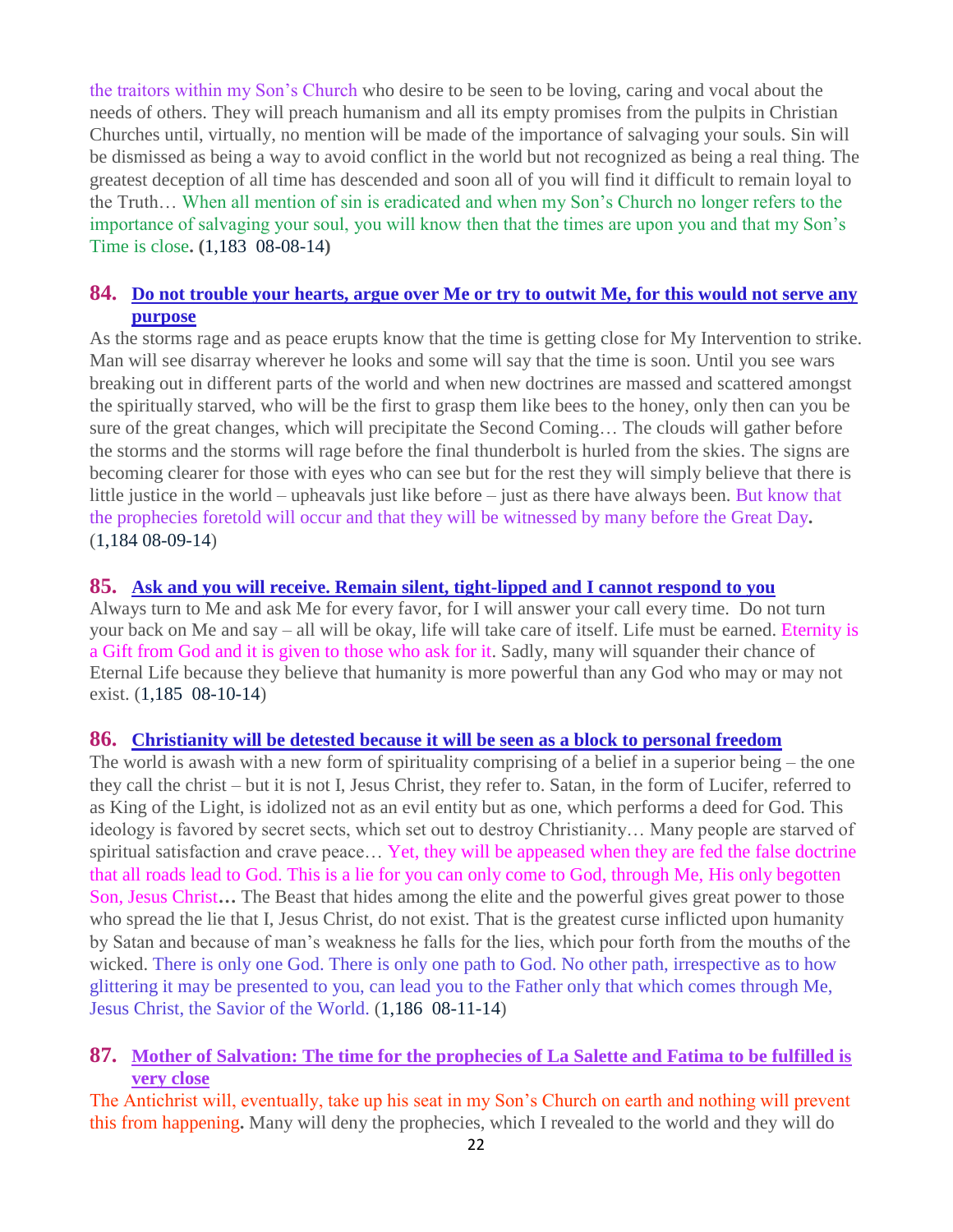the traitors within my Son's Church who desire to be seen to be loving, caring and vocal about the needs of others. They will preach humanism and all its empty promises from the pulpits in Christian Churches until, virtually, no mention will be made of the importance of salvaging your souls. Sin will be dismissed as being a way to avoid conflict in the world but not recognized as being a real thing. The greatest deception of all time has descended and soon all of you will find it difficult to remain loyal to the Truth… When all mention of sin is eradicated and when my Son's Church no longer refers to the importance of salvaging your soul, you will know then that the times are upon you and that my Son's Time is close**.** **(**1,183 08-08-14**)**

## 84. Do not trouble your hearts, argue over Me or try to outwit Me, for this would not serve any purpose

As the storms rage and as peace erupts know that the time is getting close for My Intervention to strike. Man will see disarray wherever he looks and some will say that the time is soon. Until you see wars breaking out in different parts of the world and when new doctrines are massed and scattered amongst the spiritually starved, who will be the first to grasp them like bees to the honey, only then can you be sure of the great changes, which will precipitate the Second Coming… The clouds will gather before the storms and the storms will rage before the final thunderbolt is hurled from the skies. The signs are becoming clearer for those with eyes who can see but for the rest they will simply believe that there is little justice in the world – upheavals just like before – just as there have always been. But know that the prophecies foretold will occur and that they will be witnessed by many before the Great Day**.** (1,184 08-09-14)

## 85. Ask and you will receive. Remain silent, tight-lipped and I cannot respond to you

Always turn to Me and ask Me for every favor, for I will answer your call every time. Do not turn your back on Me and say – all will be okay, life will take care of itself. Life must be earned. Eternity is a Gift from God and it is given to those who ask for it. Sadly, many will squander their chance of Eternal Life because they believe that humanity is more powerful than any God who may or may not exist. (1,185 08-10-14)

## 86. Christianity will be detested because it will be seen as a block to personal freedom

The world is awash with a new form of spirituality comprising of a belief in a superior being – the one they call the christ – but it is not I, Jesus Christ, they refer to. Satan, in the form of Lucifer, referred to as King of the Light, is idolized not as an evil entity but as one, which performs a deed for God. This ideology is favored by secret sects, which set out to destroy Christianity… Many people are starved of spiritual satisfaction and crave peace… Yet, they will be appeased when they are fed the false doctrine that all roads lead to God. This is a lie for you can only come to God, through Me, His only begotten Son, Jesus Christ**…** The Beast that hides among the elite and the powerful gives great power to those who spread the lie that I, Jesus Christ, do not exist. That is the greatest curse inflicted upon humanity by Satan and because of man's weakness he falls for the lies, which pour forth from the mouths of the wicked. There is only one God. There is only one path to God. No other path, irrespective as to how glittering it may be presented to you, can lead you to the Father only that which comes through Me, Jesus Christ, the Savior of the World. (1,186 08-11-14)

## 87. Mother of Salvation: The time for the prophecies of La Salette and Fatima to be fulfilled is very close

The Antichrist will, eventually, take up his seat in my Son's Church on earth and nothing will prevent this from happening**.** Many will deny the prophecies, which I revealed to the world and they will do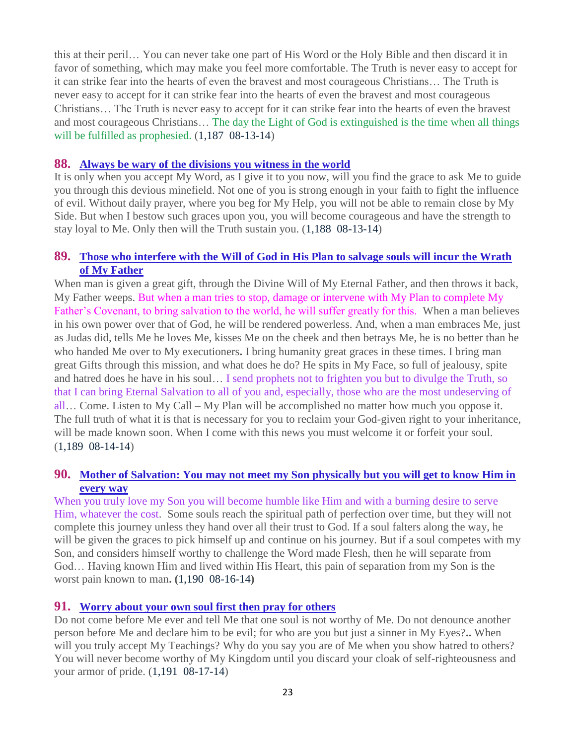this at their peril… You can never take one part of His Word or the Holy Bible and then discard it in favor of something, which may make you feel more comfortable. The Truth is never easy to accept for it can strike fear into the hearts of even the bravest and most courageous Christians… The Truth is never easy to accept for it can strike fear into the hearts of even the bravest and most courageous Christians… The Truth is never easy to accept for it can strike fear into the hearts of even the bravest and most courageous Christians… The day the Light of God is extinguished is the time when all things will be fulfilled as prophesied. (1,187 08-13-14)

## 88. Always be wary of the divisions you witness in the world

It is only when you accept My Word, as I give it to you now, will you find the grace to ask Me to guide you through this devious minefield. Not one of you is strong enough in your faith to fight the influence of evil. Without daily prayer, where you beg for My Help, you will not be able to remain close by My Side. But when I bestow such graces upon you, you will become courageous and have the strength to stay loyal to Me. Only then will the Truth sustain you. (1,188 08-13-14)

## 89. Those who interfere with the Will of God in His Plan to salvage souls will incur the Wrath of My Father

When man is given a great gift, through the Divine Will of My Eternal Father, and then throws it back, My Father weeps. But when a man tries to stop, damage or intervene with My Plan to complete My Father's Covenant, to bring salvation to the world, he will suffer greatly for this. When a man believes in his own power over that of God, he will be rendered powerless. And, when a man embraces Me, just as Judas did, tells Me he loves Me, kisses Me on the cheek and then betrays Me, he is no better than he who handed Me over to My executioners**.** I bring humanity great graces in these times. I bring man great Gifts through this mission, and what does he do? He spits in My Face, so full of jealousy, spite and hatred does he have in his soul… I send prophets not to frighten you but to divulge the Truth, so that I can bring Eternal Salvation to all of you and, especially, those who are the most undeserving of all… Come. Listen to My Call – My Plan will be accomplished no matter how much you oppose it. The full truth of what it is that is necessary for you to reclaim your God-given right to your inheritance, will be made known soon. When I come with this news you must welcome it or forfeit your soul. (1,189 08-14-14)

## 90. Mother of Salvation: You may not meet my Son physically but you will get to know Him in every way

When you truly love my Son you will become humble like Him and with a burning desire to serve Him, whatever the cost. Some souls reach the spiritual path of perfection over time, but they will not complete this journey unless they hand over all their trust to God. If a soul falters along the way, he will be given the graces to pick himself up and continue on his journey. But if a soul competes with my Son, and considers himself worthy to challenge the Word made Flesh, then he will separate from God… Having known Him and lived within His Heart, this pain of separation from my Son is the worst pain known to man**. (**1,190 08-16-14**)**

## 91. Worry about your own soul first then pray for others

Do not come before Me ever and tell Me that one soul is not worthy of Me. Do not denounce another person before Me and declare him to be evil; for who are you but just a sinner in My Eyes?**..** When will you truly accept My Teachings? Why do you say you are of Me when you show hatred to others? You will never become worthy of My Kingdom until you discard your cloak of self-righteousness and your armor of pride. (1,191 08-17-14)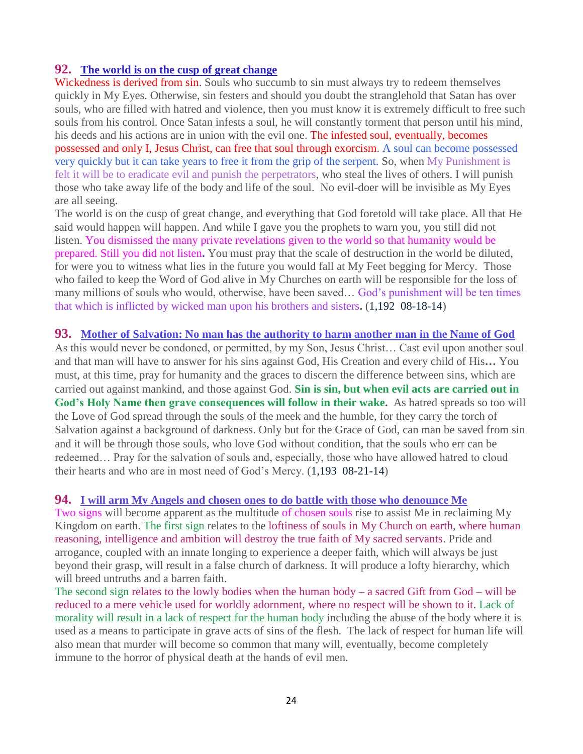### 92. The world is on the cusp of great change

Wickedness is derived from sin. Souls who succumb to sin must always try to redeem themselves quickly in My Eyes. Otherwise, sin festers and should you doubt the stranglehold that Satan has over souls, who are filled with hatred and violence, then you must know it is extremely difficult to free such souls from his control. Once Satan infests a soul, he will constantly torment that person until his mind, his deeds and his actions are in union with the evil one. The infested soul, eventually, becomes possessed and only I, Jesus Christ, can free that soul through exorcism. A soul can become possessed very quickly but it can take years to free it from the grip of the serpent. So, when My Punishment is felt it will be to eradicate evil and punish the perpetrators, who steal the lives of others. I will punish those who take away life of the body and life of the soul. No evil-doer will be invisible as My Eyes are all seeing.

The world is on the cusp of great change, and everything that God foretold will take place. All that He said would happen will happen. And while I gave you the prophets to warn you, you still did not listen. You dismissed the many private revelations given to the world so that humanity would be prepared. Still you did not listen**.** You must pray that the scale of destruction in the world be diluted, for were you to witness what lies in the future you would fall at My Feet begging for Mercy. Those who failed to keep the Word of God alive in My Churches on earth will be responsible for the loss of many millions of souls who would, otherwise, have been saved… God's punishment will be ten times that which is inflicted by wicked man upon his brothers and sisters**.** (1,192 08-18-14)

### 93. Mother of Salvation: No man has the authority to harm another man in the Name of God

As this would never be condoned, or permitted, by my Son, Jesus Christ… Cast evil upon another soul and that man will have to answer for his sins against God, His Creation and every child of His**…** You must, at this time, pray for humanity and the graces to discern the difference between sins, which are carried out against mankind, and those against God. **Sin is sin, but when evil acts are carried out in God's Holy Name then grave consequences will follow in their wake.** As hatred spreads so too will the Love of God spread through the souls of the meek and the humble, for they carry the torch of Salvation against a background of darkness. Only but for the Grace of God, can man be saved from sin and it will be through those souls, who love God without condition, that the souls who err can be redeemed… Pray for the salvation of souls and, especially, those who have allowed hatred to cloud their hearts and who are in most need of God's Mercy. (1,193 08-21-14)

### 94. I will arm My Angels and chosen ones to do battle with those who denounce Me

Two signs will become apparent as the multitude of chosen souls rise to assist Me in reclaiming My Kingdom on earth. The first sign relates to the loftiness of souls in My Church on earth, where human reasoning, intelligence and ambition will destroy the true faith of My sacred servants. Pride and arrogance, coupled with an innate longing to experience a deeper faith, which will always be just beyond their grasp, will result in a false church of darkness. It will produce a lofty hierarchy, which will breed untruths and a barren faith.

The second sign relates to the lowly bodies when the human body – a sacred Gift from God – will be reduced to a mere vehicle used for worldly adornment, where no respect will be shown to it. Lack of morality will result in a lack of respect for the human body including the abuse of the body where it is used as a means to participate in grave acts of sins of the flesh. The lack of respect for human life will also mean that murder will become so common that many will, eventually, become completely immune to the horror of physical death at the hands of evil men.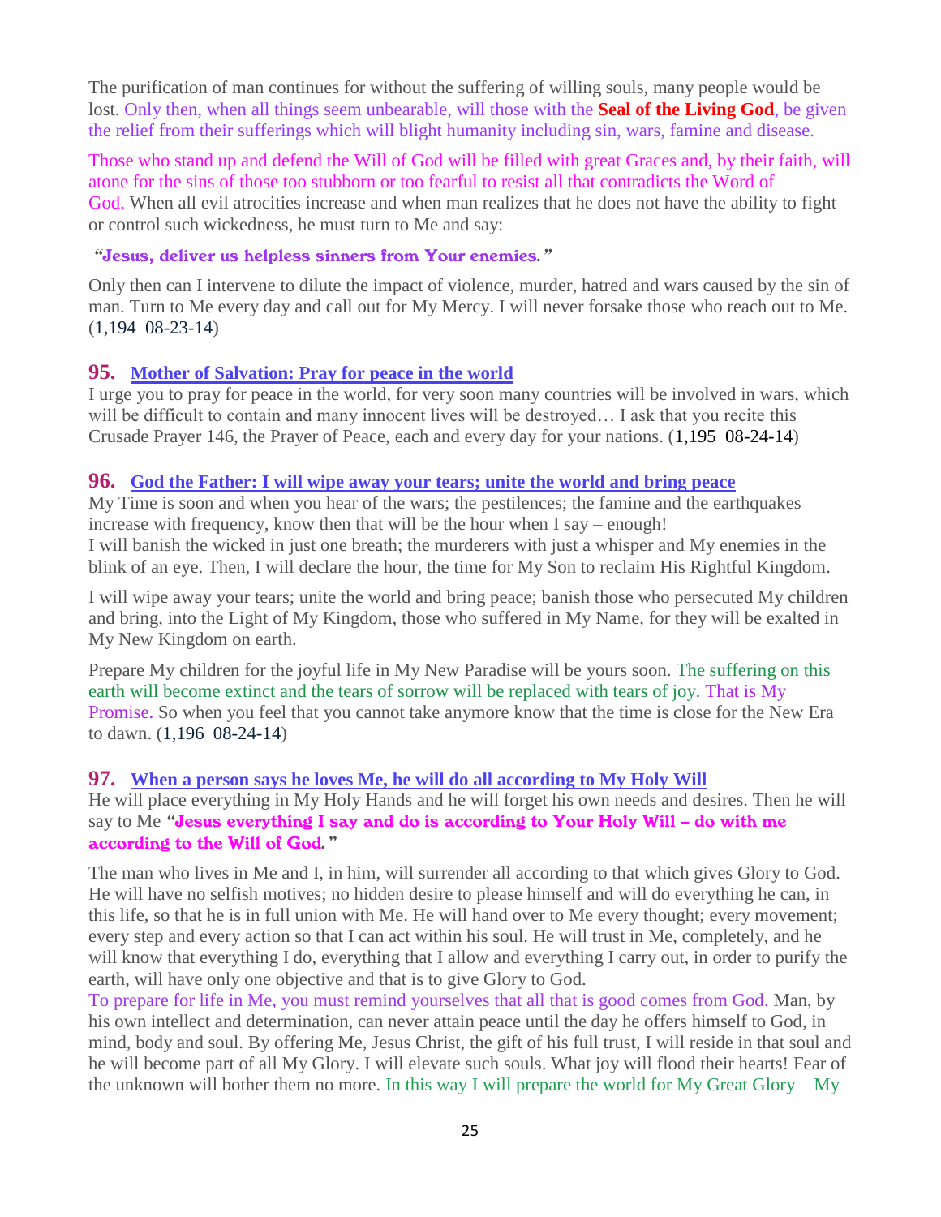The purification of man continues for without the suffering of willing souls, many people would be lost. Only then, when all things seem unbearable, will those with the **Seal of the Living God**, be given the relief from their sufferings which will blight humanity including sin, wars, famine and disease.

Those who stand up and defend the Will of God will be filled with great Graces and, by their faith, will atone for the sins of those too stubborn or too fearful to resist all that contradicts the Word of God. When all evil atrocities increase and when man realizes that he does not have the ability to fight or control such wickedness, he must turn to Me and say:

**"Jesus, deliver us helpless sinners from Your enemies."**

Only then can I intervene to dilute the impact of violence, murder, hatred and wars caused by the sin of man. Turn to Me every day and call out for My Mercy. I will never forsake those who reach out to Me. (1,194 08-23-14)

## 95. Mother of Salvation: Pray for peace in the world

I urge you to pray for peace in the world, for very soon many countries will be involved in wars, which will be difficult to contain and many innocent lives will be destroyed… I ask that you recite this Crusade Prayer 146, the Prayer of Peace, each and every day for your nations. (1,195 08-24-14)

## 96. God the Father: I will wipe away your tears; unite the world and bring peace

My Time is soon and when you hear of the wars; the pestilences; the famine and the earthquakes increase with frequency, know then that will be the hour when I say – enough!
I will banish the wicked in just one breath; the murderers with just a whisper and My enemies in the blink of an eye. Then, I will declare the hour, the time for My Son to reclaim His Rightful Kingdom.

I will wipe away your tears; unite the world and bring peace; banish those who persecuted My children and bring, into the Light of My Kingdom, those who suffered in My Name, for they will be exalted in My New Kingdom on earth.

Prepare My children for the joyful life in My New Paradise will be yours soon. The suffering on this earth will become extinct and the tears of sorrow will be replaced with tears of joy. That is My Promise. So when you feel that you cannot take anymore know that the time is close for the New Era to dawn. (1,196 08-24-14)

## 97. When a person says he loves Me, he will do all according to My Holy Will

He will place everything in My Holy Hands and he will forget his own needs and desires. Then he will say to Me **"Jesus everything I say and do is according to Your Holy Will – do with me according to the Will of God."**

The man who lives in Me and I, in him, will surrender all according to that which gives Glory to God. He will have no selfish motives; no hidden desire to please himself and will do everything he can, in this life, so that he is in full union with Me. He will hand over to Me every thought; every movement; every step and every action so that I can act within his soul. He will trust in Me, completely, and he will know that everything I do, everything that I allow and everything I carry out, in order to purify the earth, will have only one objective and that is to give Glory to God.
To prepare for life in Me, you must remind yourselves that all that is good comes from God. Man, by his own intellect and determination, can never attain peace until the day he offers himself to God, in mind, body and soul. By offering Me, Jesus Christ, the gift of his full trust, I will reside in that soul and he will become part of all My Glory. I will elevate such souls. What joy will flood their hearts! Fear of the unknown will bother them no more. In this way I will prepare the world for My Great Glory – My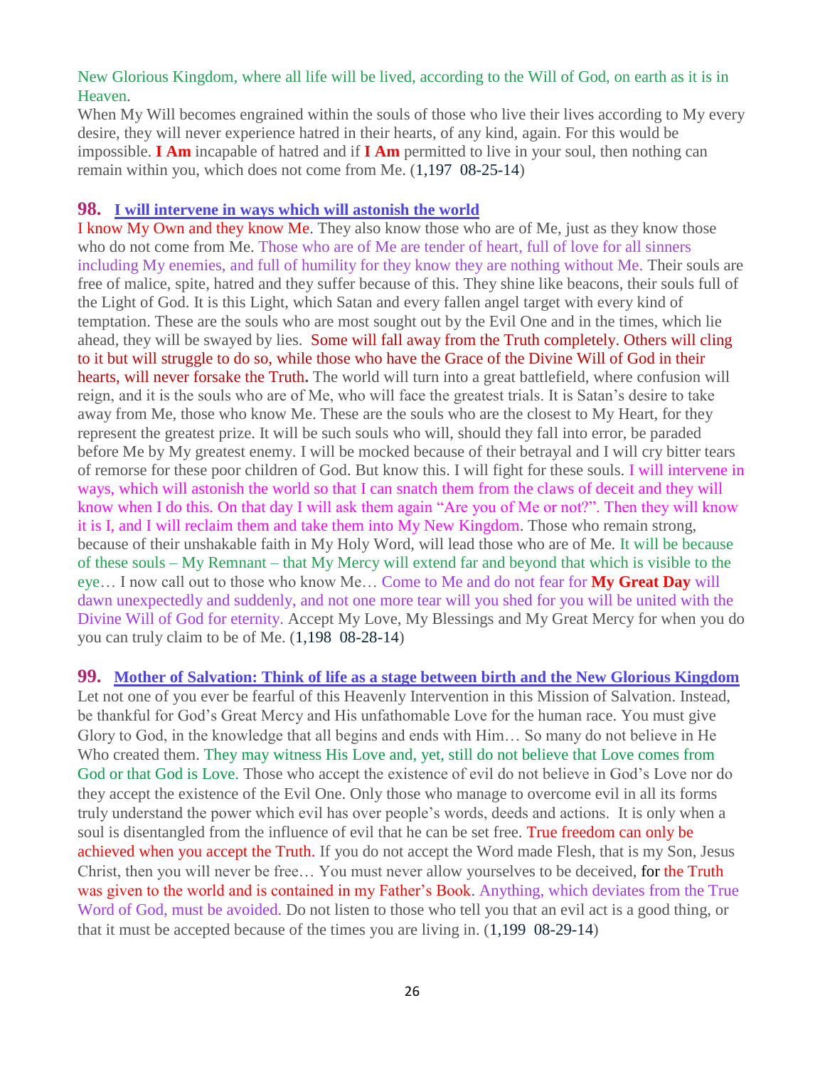New Glorious Kingdom, where all life will be lived, according to the Will of God, on earth as it is in Heaven.

When My Will becomes engrained within the souls of those who live their lives according to My every desire, they will never experience hatred in their hearts, of any kind, again. For this would be impossible. **I Am** incapable of hatred and if **I Am** permitted to live in your soul, then nothing can remain within you, which does not come from Me. (1,197 08-25-14)

## 98. I will intervene in ways which will astonish the world

I know My Own and they know Me. They also know those who are of Me, just as they know those who do not come from Me. Those who are of Me are tender of heart, full of love for all sinners including My enemies, and full of humility for they know they are nothing without Me. Their souls are free of malice, spite, hatred and they suffer because of this. They shine like beacons, their souls full of the Light of God. It is this Light, which Satan and every fallen angel target with every kind of temptation. These are the souls who are most sought out by the Evil One and in the times, which lie ahead, they will be swayed by lies. Some will fall away from the Truth completely. Others will cling to it but will struggle to do so, while those who have the Grace of the Divine Will of God in their hearts, will never forsake the Truth**.** The world will turn into a great battlefield, where confusion will reign, and it is the souls who are of Me, who will face the greatest trials. It is Satan's desire to take away from Me, those who know Me. These are the souls who are the closest to My Heart, for they represent the greatest prize. It will be such souls who will, should they fall into error, be paraded before Me by My greatest enemy. I will be mocked because of their betrayal and I will cry bitter tears of remorse for these poor children of God. But know this. I will fight for these souls. I will intervene in ways, which will astonish the world so that I can snatch them from the claws of deceit and they will know when I do this. On that day I will ask them again "Are you of Me or not?". Then they will know it is I, and I will reclaim them and take them into My New Kingdom. Those who remain strong, because of their unshakable faith in My Holy Word, will lead those who are of Me. It will be because of these souls – My Remnant – that My Mercy will extend far and beyond that which is visible to the eye… I now call out to those who know Me… Come to Me and do not fear for **My Great Day** will dawn unexpectedly and suddenly, and not one more tear will you shed for you will be united with the Divine Will of God for eternity. Accept My Love, My Blessings and My Great Mercy for when you do you can truly claim to be of Me. (1,198 08-28-14)

## 99. Mother of Salvation: Think of life as a stage between birth and the New Glorious Kingdom

Let not one of you ever be fearful of this Heavenly Intervention in this Mission of Salvation. Instead, be thankful for God's Great Mercy and His unfathomable Love for the human race. You must give Glory to God, in the knowledge that all begins and ends with Him… So many do not believe in He Who created them. They may witness His Love and, yet, still do not believe that Love comes from God or that God is Love. Those who accept the existence of evil do not believe in God's Love nor do they accept the existence of the Evil One. Only those who manage to overcome evil in all its forms truly understand the power which evil has over people's words, deeds and actions. It is only when a soul is disentangled from the influence of evil that he can be set free. True freedom can only be achieved when you accept the Truth. If you do not accept the Word made Flesh, that is my Son, Jesus Christ, then you will never be free… You must never allow yourselves to be deceived, for the Truth was given to the world and is contained in my Father's Book. Anything, which deviates from the True Word of God, must be avoided. Do not listen to those who tell you that an evil act is a good thing, or that it must be accepted because of the times you are living in. (1,199 08-29-14)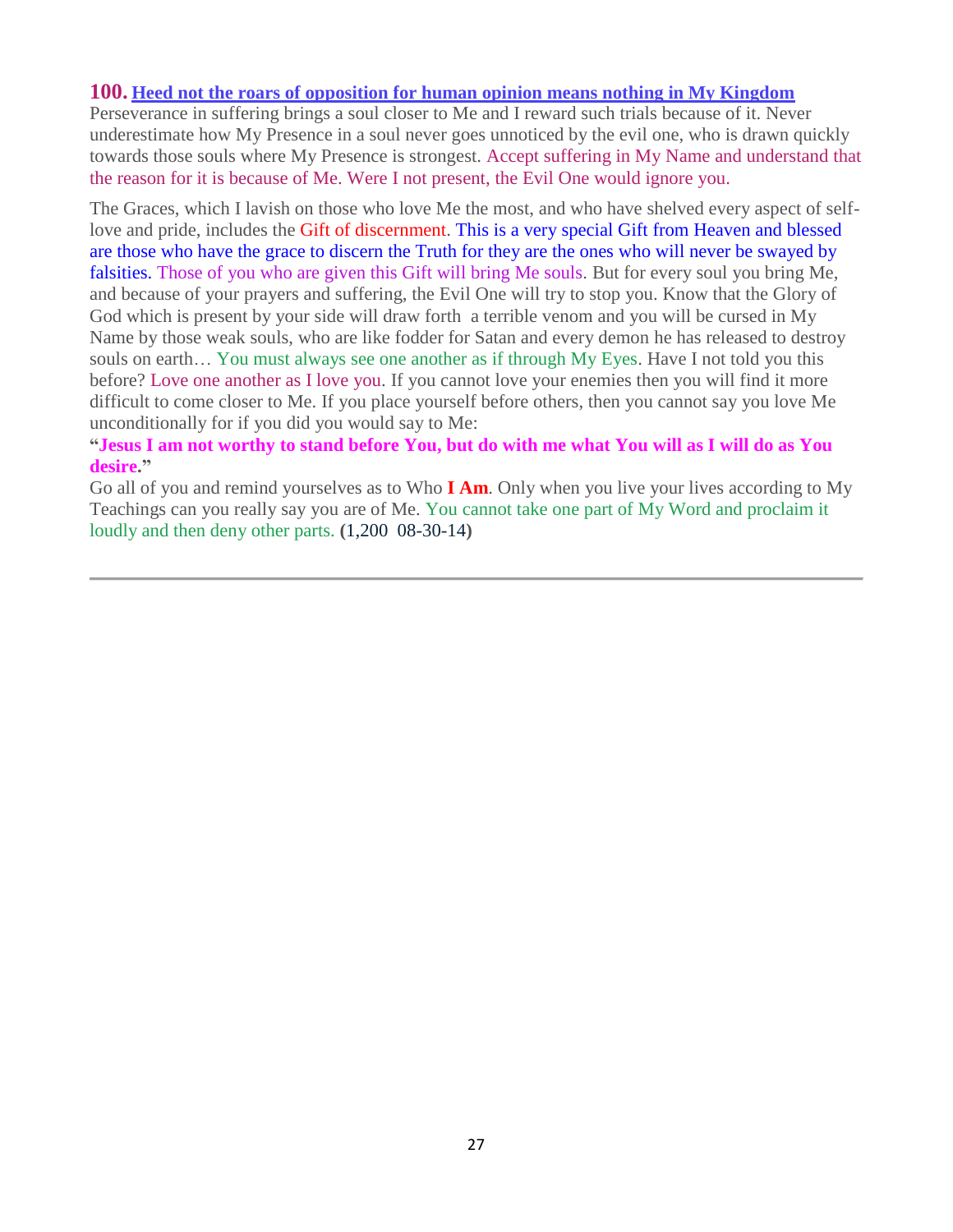## 100. Heed not the roars of opposition for human opinion means nothing in My Kingdom

Perseverance in suffering brings a soul closer to Me and I reward such trials because of it. Never underestimate how My Presence in a soul never goes unnoticed by the evil one, who is drawn quickly towards those souls where My Presence is strongest. Accept suffering in My Name and understand that the reason for it is because of Me. Were I not present, the Evil One would ignore you.

The Graces, which I lavish on those who love Me the most, and who have shelved every aspect of self-love and pride, includes the Gift of discernment. This is a very special Gift from Heaven and blessed are those who have the grace to discern the Truth for they are the ones who will never be swayed by falsities. Those of you who are given this Gift will bring Me souls. But for every soul you bring Me, and because of your prayers and suffering, the Evil One will try to stop you. Know that the Glory of God which is present by your side will draw forth a terrible venom and you will be cursed in My Name by those weak souls, who are like fodder for Satan and every demon he has released to destroy souls on earth… You must always see one another as if through My Eyes. Have I not told you this before? Love one another as I love you. If you cannot love your enemies then you will find it more difficult to come closer to Me. If you place yourself before others, then you cannot say you love Me unconditionally for if you did you would say to Me:

**"Jesus I am not worthy to stand before You, but do with me what You will as I will do as You desire."**

Go all of you and remind yourselves as to Who **I Am**. Only when you live your lives according to My Teachings can you really say you are of Me. You cannot take one part of My Word and proclaim it loudly and then deny other parts. **(**1,200 08-30-14**)**

---